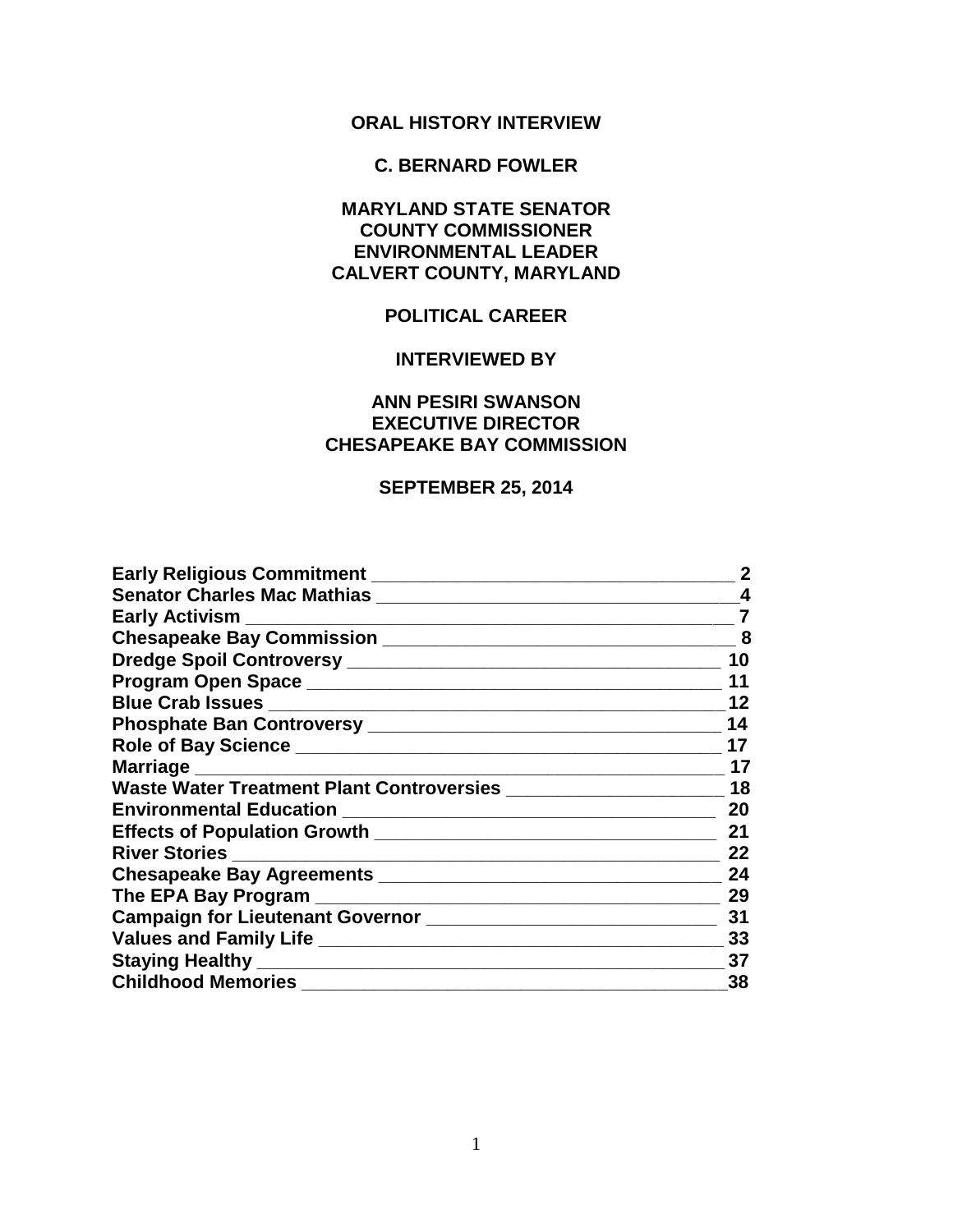**ORAL HISTORY INTERVIEW**

**C. BERNARD FOWLER**

**MARYLAND STATE SENATOR**
**COUNTY COMMISSIONER**
**ENVIRONMENTAL LEADER**
**CALVERT COUNTY, MARYLAND**

**POLITICAL CAREER**

**INTERVIEWED BY**

**ANN PESIRI SWANSON**
**EXECUTIVE DIRECTOR**
**CHESAPEAKE BAY COMMISSION**

**SEPTEMBER 25, 2014**

| | |
|---|---|
| **Early Religious Commitment** | **2** |
| **Senator Charles Mac Mathias** | **4** |
| **Early Activism** | **7** |
| **Chesapeake Bay Commission** | **8** |
| **Dredge Spoil Controversy** | **10** |
| **Program Open Space** | **11** |
| **Blue Crab Issues** | **12** |
| **Phosphate Ban Controversy** | **14** |
| **Role of Bay Science** | **17** |
| **Marriage** | **17** |
| **Waste Water Treatment Plant Controversies** | **18** |
| **Environmental Education** | **20** |
| **Effects of Population Growth** | **21** |
| **River Stories** | **22** |
| **Chesapeake Bay Agreements** | **24** |
| **The EPA Bay Program** | **29** |
| **Campaign for Lieutenant Governor** | **31** |
| **Values and Family Life** | **33** |
| **Staying Healthy** | **37** |
| **Childhood Memories** | **38** |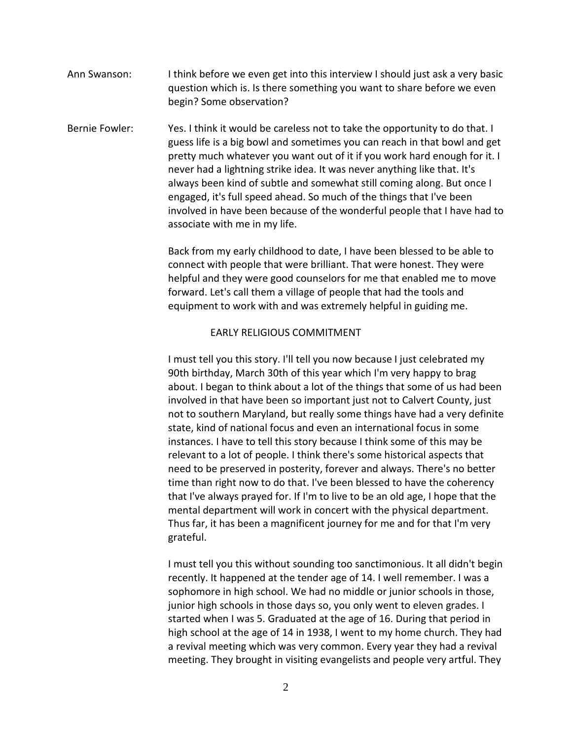Ann Swanson: I think before we even get into this interview I should just ask a very basic question which is. Is there something you want to share before we even begin? Some observation?

Bernie Fowler: Yes. I think it would be careless not to take the opportunity to do that. I guess life is a big bowl and sometimes you can reach in that bowl and get pretty much whatever you want out of it if you work hard enough for it. I never had a lightning strike idea. It was never anything like that. It's always been kind of subtle and somewhat still coming along. But once I engaged, it's full speed ahead. So much of the things that I've been involved in have been because of the wonderful people that I have had to associate with me in my life.

Back from my early childhood to date, I have been blessed to be able to connect with people that were brilliant. That were honest. They were helpful and they were good counselors for me that enabled me to move forward. Let's call them a village of people that had the tools and equipment to work with and was extremely helpful in guiding me.

### EARLY RELIGIOUS COMMITMENT

I must tell you this story. I'll tell you now because I just celebrated my 90th birthday, March 30th of this year which I'm very happy to brag about. I began to think about a lot of the things that some of us had been involved in that have been so important just not to Calvert County, just not to southern Maryland, but really some things have had a very definite state, kind of national focus and even an international focus in some instances. I have to tell this story because I think some of this may be relevant to a lot of people. I think there's some historical aspects that need to be preserved in posterity, forever and always. There's no better time than right now to do that. I've been blessed to have the coherency that I've always prayed for. If I'm to live to be an old age, I hope that the mental department will work in concert with the physical department. Thus far, it has been a magnificent journey for me and for that I'm very grateful.

I must tell you this without sounding too sanctimonious. It all didn't begin recently. It happened at the tender age of 14. I well remember. I was a sophomore in high school. We had no middle or junior schools in those, junior high schools in those days so, you only went to eleven grades. I started when I was 5. Graduated at the age of 16. During that period in high school at the age of 14 in 1938, I went to my home church. They had a revival meeting which was very common. Every year they had a revival meeting. They brought in visiting evangelists and people very artful. They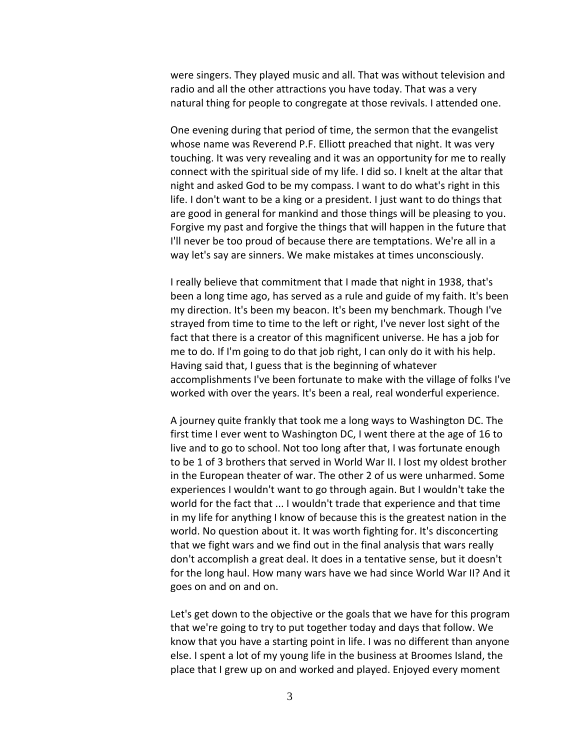were singers. They played music and all. That was without television and radio and all the other attractions you have today. That was a very natural thing for people to congregate at those revivals. I attended one.

One evening during that period of time, the sermon that the evangelist whose name was Reverend P.F. Elliott preached that night. It was very touching. It was very revealing and it was an opportunity for me to really connect with the spiritual side of my life. I did so. I knelt at the altar that night and asked God to be my compass. I want to do what's right in this life. I don't want to be a king or a president. I just want to do things that are good in general for mankind and those things will be pleasing to you. Forgive my past and forgive the things that will happen in the future that I'll never be too proud of because there are temptations. We're all in a way let's say are sinners. We make mistakes at times unconsciously.

I really believe that commitment that I made that night in 1938, that's been a long time ago, has served as a rule and guide of my faith. It's been my direction. It's been my beacon. It's been my benchmark. Though I've strayed from time to time to the left or right, I've never lost sight of the fact that there is a creator of this magnificent universe. He has a job for me to do. If I'm going to do that job right, I can only do it with his help. Having said that, I guess that is the beginning of whatever accomplishments I've been fortunate to make with the village of folks I've worked with over the years. It's been a real, real wonderful experience.

A journey quite frankly that took me a long ways to Washington DC. The first time I ever went to Washington DC, I went there at the age of 16 to live and to go to school. Not too long after that, I was fortunate enough to be 1 of 3 brothers that served in World War II. I lost my oldest brother in the European theater of war. The other 2 of us were unharmed. Some experiences I wouldn't want to go through again. But I wouldn't take the world for the fact that ... I wouldn't trade that experience and that time in my life for anything I know of because this is the greatest nation in the world. No question about it. It was worth fighting for. It's disconcerting that we fight wars and we find out in the final analysis that wars really don't accomplish a great deal. It does in a tentative sense, but it doesn't for the long haul. How many wars have we had since World War II? And it goes on and on and on.

Let's get down to the objective or the goals that we have for this program that we're going to try to put together today and days that follow. We know that you have a starting point in life. I was no different than anyone else. I spent a lot of my young life in the business at Broomes Island, the place that I grew up on and worked and played. Enjoyed every moment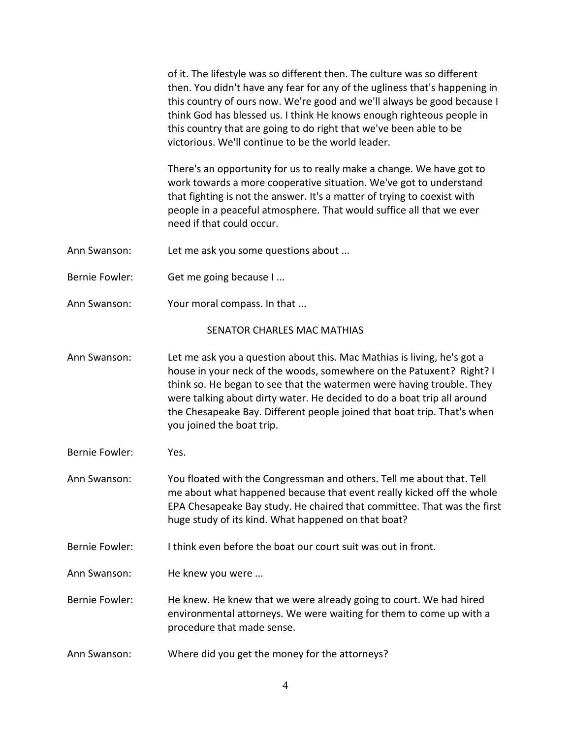of it. The lifestyle was so different then. The culture was so different then. You didn't have any fear for any of the ugliness that's happening in this country of ours now. We're good and we'll always be good because I think God has blessed us. I think He knows enough righteous people in this country that are going to do right that we've been able to be victorious. We'll continue to be the world leader.

There's an opportunity for us to really make a change. We have got to work towards a more cooperative situation. We've got to understand that fighting is not the answer. It's a matter of trying to coexist with people in a peaceful atmosphere. That would suffice all that we ever need if that could occur.

Ann Swanson: Let me ask you some questions about ...

Bernie Fowler: Get me going because I ...

Ann Swanson: Your moral compass. In that ...

## SENATOR CHARLES MAC MATHIAS

Ann Swanson: Let me ask you a question about this. Mac Mathias is living, he's got a house in your neck of the woods, somewhere on the Patuxent? Right? I think so. He began to see that the watermen were having trouble. They were talking about dirty water. He decided to do a boat trip all around the Chesapeake Bay. Different people joined that boat trip. That's when you joined the boat trip.

Bernie Fowler: Yes.

Ann Swanson: You floated with the Congressman and others. Tell me about that. Tell me about what happened because that event really kicked off the whole EPA Chesapeake Bay study. He chaired that committee. That was the first huge study of its kind. What happened on that boat?

Bernie Fowler: I think even before the boat our court suit was out in front.

Ann Swanson: He knew you were ...

Bernie Fowler: He knew. He knew that we were already going to court. We had hired environmental attorneys. We were waiting for them to come up with a procedure that made sense.

Ann Swanson: Where did you get the money for the attorneys?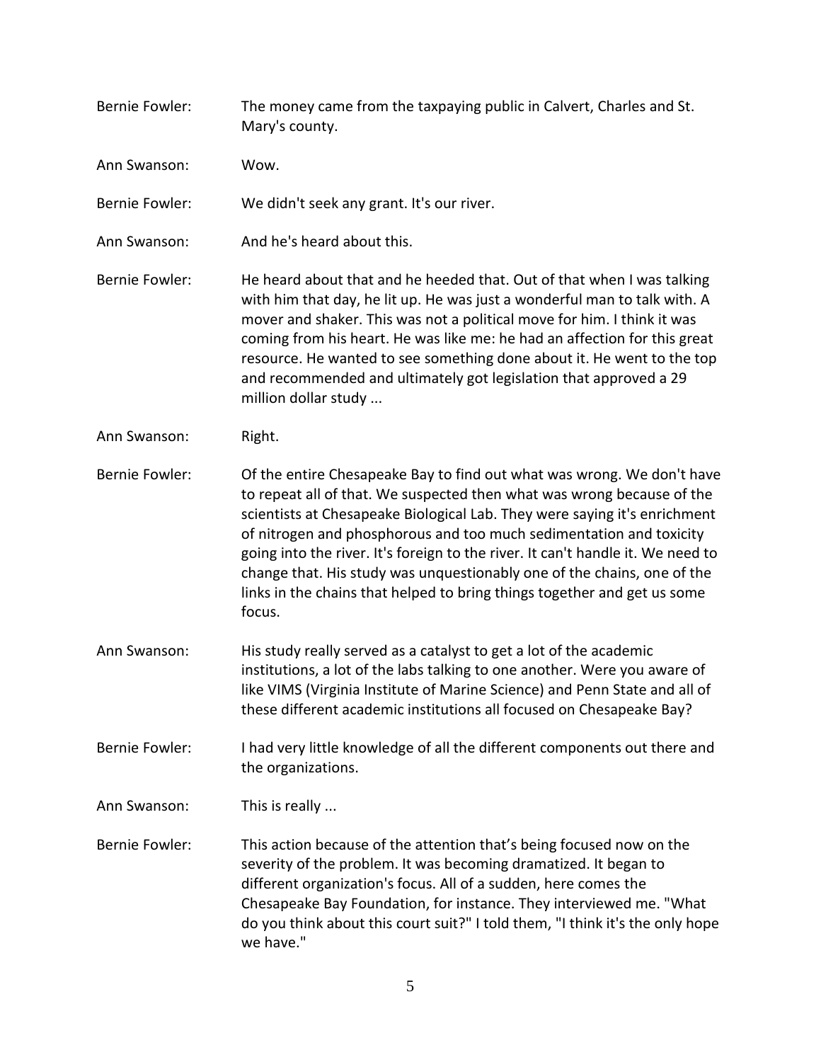Bernie Fowler: The money came from the taxpaying public in Calvert, Charles and St. Mary's county.

Ann Swanson: Wow.

Bernie Fowler: We didn't seek any grant. It's our river.

Ann Swanson: And he's heard about this.

Bernie Fowler: He heard about that and he heeded that. Out of that when I was talking with him that day, he lit up. He was just a wonderful man to talk with. A mover and shaker. This was not a political move for him. I think it was coming from his heart. He was like me: he had an affection for this great resource. He wanted to see something done about it. He went to the top and recommended and ultimately got legislation that approved a 29 million dollar study ...

Ann Swanson: Right.

Bernie Fowler: Of the entire Chesapeake Bay to find out what was wrong. We don't have to repeat all of that. We suspected then what was wrong because of the scientists at Chesapeake Biological Lab. They were saying it's enrichment of nitrogen and phosphorous and too much sedimentation and toxicity going into the river. It's foreign to the river. It can't handle it. We need to change that. His study was unquestionably one of the chains, one of the links in the chains that helped to bring things together and get us some focus.

Ann Swanson: His study really served as a catalyst to get a lot of the academic institutions, a lot of the labs talking to one another. Were you aware of like VIMS (Virginia Institute of Marine Science) and Penn State and all of these different academic institutions all focused on Chesapeake Bay?

Bernie Fowler: I had very little knowledge of all the different components out there and the organizations.

Ann Swanson: This is really ...

Bernie Fowler: This action because of the attention that's being focused now on the severity of the problem. It was becoming dramatized. It began to different organization's focus. All of a sudden, here comes the Chesapeake Bay Foundation, for instance. They interviewed me. "What do you think about this court suit?" I told them, "I think it's the only hope we have."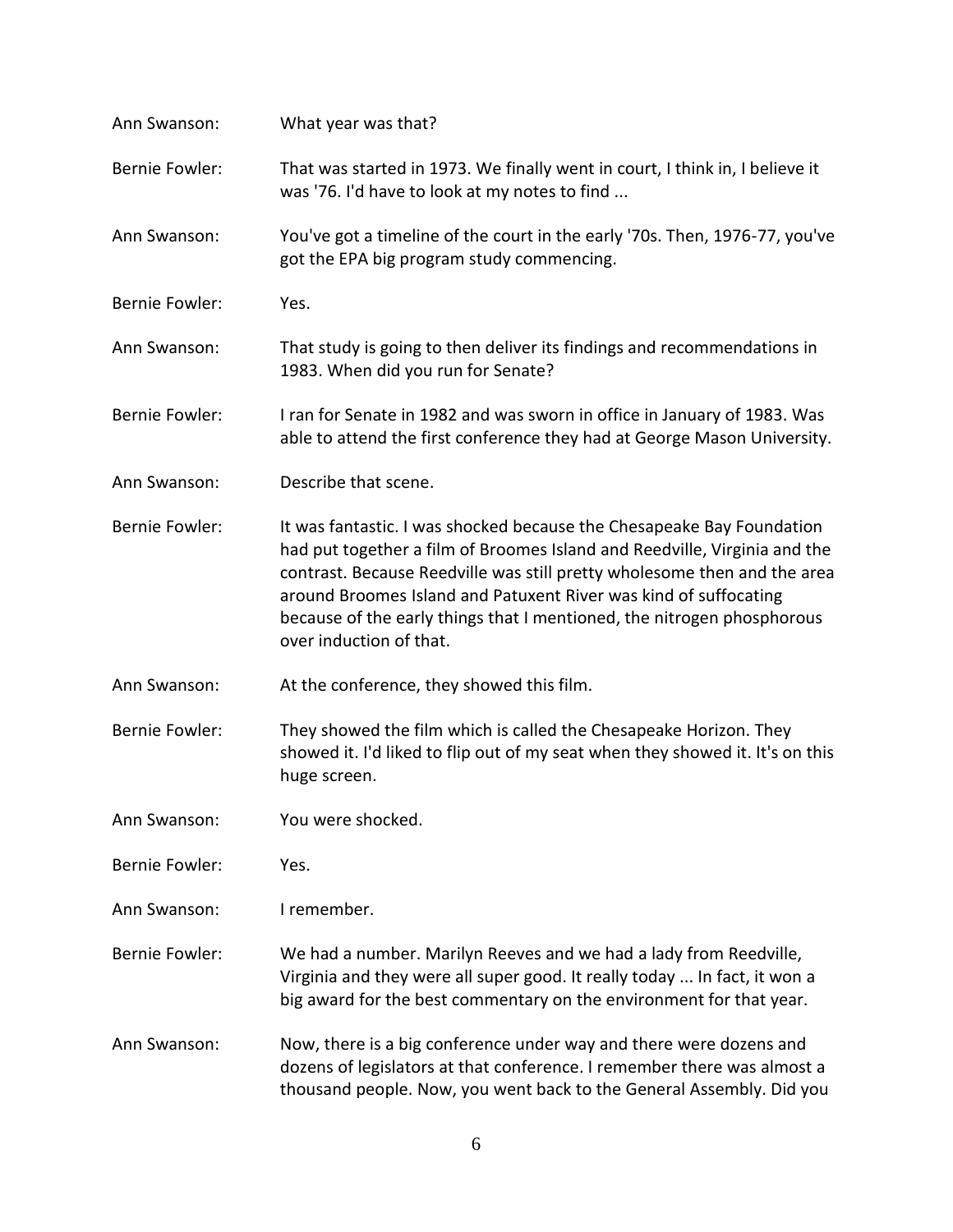Ann Swanson: What year was that?

Bernie Fowler: That was started in 1973. We finally went in court, I think in, I believe it was '76. I'd have to look at my notes to find ...

Ann Swanson: You've got a timeline of the court in the early '70s. Then, 1976-77, you've got the EPA big program study commencing.

Bernie Fowler: Yes.

Ann Swanson: That study is going to then deliver its findings and recommendations in 1983. When did you run for Senate?

Bernie Fowler: I ran for Senate in 1982 and was sworn in office in January of 1983. Was able to attend the first conference they had at George Mason University.

Ann Swanson: Describe that scene.

Bernie Fowler: It was fantastic. I was shocked because the Chesapeake Bay Foundation had put together a film of Broomes Island and Reedville, Virginia and the contrast. Because Reedville was still pretty wholesome then and the area around Broomes Island and Patuxent River was kind of suffocating because of the early things that I mentioned, the nitrogen phosphorous over induction of that.

Ann Swanson: At the conference, they showed this film.

Bernie Fowler: They showed the film which is called the Chesapeake Horizon. They showed it. I'd liked to flip out of my seat when they showed it. It's on this huge screen.

Ann Swanson: You were shocked.

Bernie Fowler: Yes.

Ann Swanson: I remember.

Bernie Fowler: We had a number. Marilyn Reeves and we had a lady from Reedville, Virginia and they were all super good. It really today ... In fact, it won a big award for the best commentary on the environment for that year.

Ann Swanson: Now, there is a big conference under way and there were dozens and dozens of legislators at that conference. I remember there was almost a thousand people. Now, you went back to the General Assembly. Did you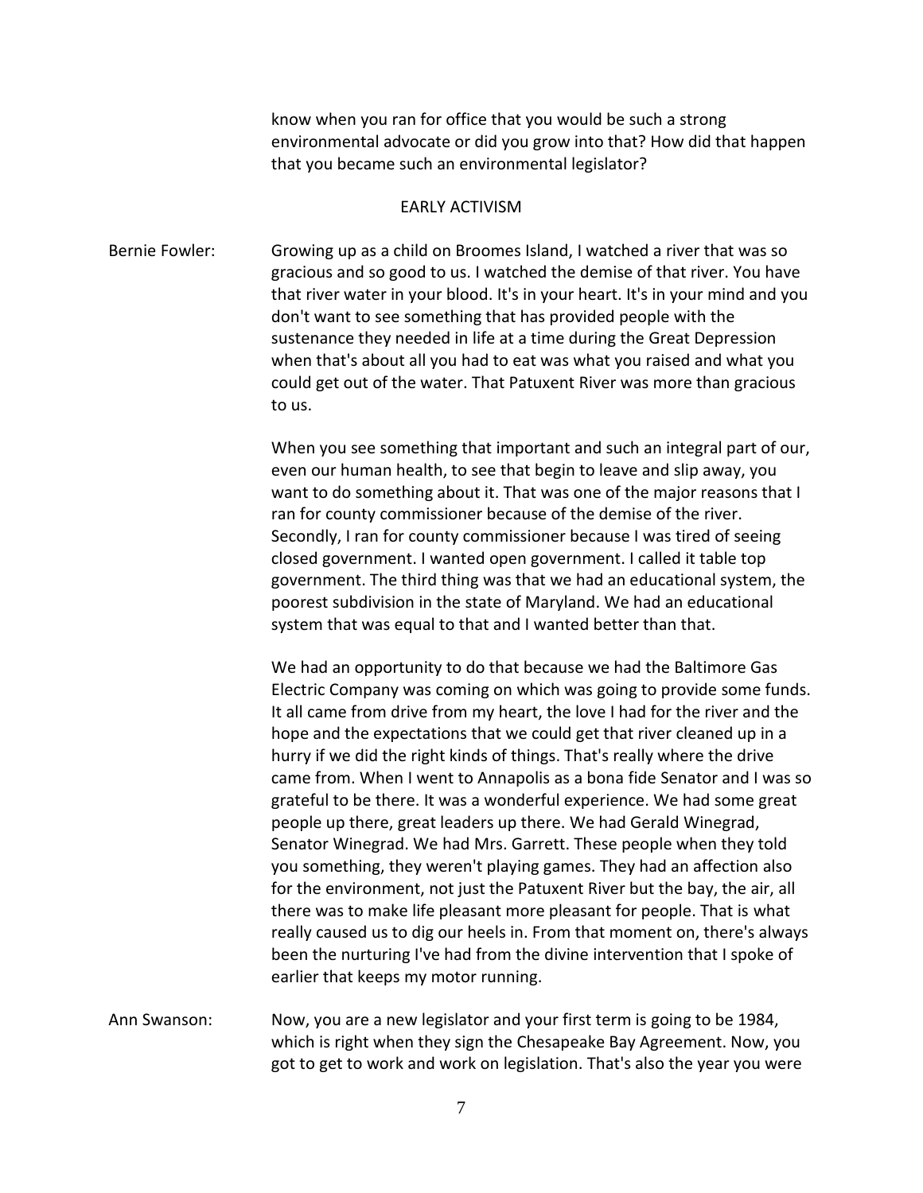know when you ran for office that you would be such a strong environmental advocate or did you grow into that? How did that happen that you became such an environmental legislator?

## EARLY ACTIVISM

Bernie Fowler: Growing up as a child on Broomes Island, I watched a river that was so gracious and so good to us. I watched the demise of that river. You have that river water in your blood. It's in your heart. It's in your mind and you don't want to see something that has provided people with the sustenance they needed in life at a time during the Great Depression when that's about all you had to eat was what you raised and what you could get out of the water. That Patuxent River was more than gracious to us.

When you see something that important and such an integral part of our, even our human health, to see that begin to leave and slip away, you want to do something about it. That was one of the major reasons that I ran for county commissioner because of the demise of the river. Secondly, I ran for county commissioner because I was tired of seeing closed government. I wanted open government. I called it table top government. The third thing was that we had an educational system, the poorest subdivision in the state of Maryland. We had an educational system that was equal to that and I wanted better than that.

We had an opportunity to do that because we had the Baltimore Gas Electric Company was coming on which was going to provide some funds. It all came from drive from my heart, the love I had for the river and the hope and the expectations that we could get that river cleaned up in a hurry if we did the right kinds of things. That's really where the drive came from. When I went to Annapolis as a bona fide Senator and I was so grateful to be there. It was a wonderful experience. We had some great people up there, great leaders up there. We had Gerald Winegrad, Senator Winegrad. We had Mrs. Garrett. These people when they told you something, they weren't playing games. They had an affection also for the environment, not just the Patuxent River but the bay, the air, all there was to make life pleasant more pleasant for people. That is what really caused us to dig our heels in. From that moment on, there's always been the nurturing I've had from the divine intervention that I spoke of earlier that keeps my motor running.

Ann Swanson: Now, you are a new legislator and your first term is going to be 1984, which is right when they sign the Chesapeake Bay Agreement. Now, you got to get to work and work on legislation. That's also the year you were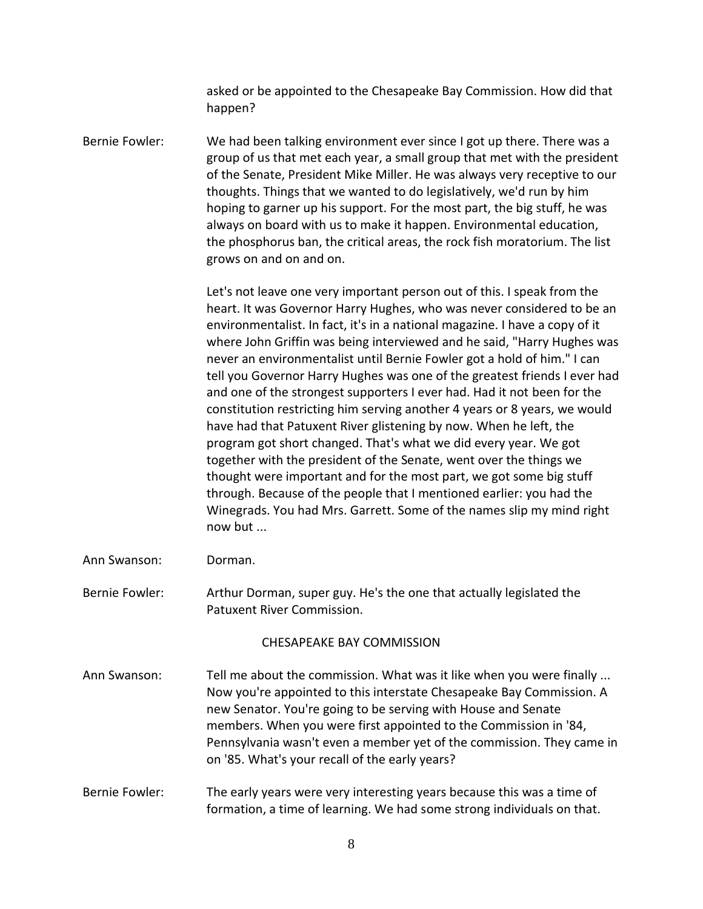asked or be appointed to the Chesapeake Bay Commission. How did that happen?

**Bernie Fowler:** We had been talking environment ever since I got up there. There was a group of us that met each year, a small group that met with the president of the Senate, President Mike Miller. He was always very receptive to our thoughts. Things that we wanted to do legislatively, we'd run by him hoping to garner up his support. For the most part, the big stuff, he was always on board with us to make it happen. Environmental education, the phosphorus ban, the critical areas, the rock fish moratorium. The list grows on and on and on.

Let's not leave one very important person out of this. I speak from the heart. It was Governor Harry Hughes, who was never considered to be an environmentalist. In fact, it's in a national magazine. I have a copy of it where John Griffin was being interviewed and he said, "Harry Hughes was never an environmentalist until Bernie Fowler got a hold of him." I can tell you Governor Harry Hughes was one of the greatest friends I ever had and one of the strongest supporters I ever had. Had it not been for the constitution restricting him serving another 4 years or 8 years, we would have had that Patuxent River glistening by now. When he left, the program got short changed. That's what we did every year. We got together with the president of the Senate, went over the things we thought were important and for the most part, we got some big stuff through. Because of the people that I mentioned earlier: you had the Winegrads. You had Mrs. Garrett. Some of the names slip my mind right now but ...

**Ann Swanson:** Dorman.

**Bernie Fowler:** Arthur Dorman, super guy. He's the one that actually legislated the Patuxent River Commission.

## CHESAPEAKE BAY COMMISSION

**Ann Swanson:** Tell me about the commission. What was it like when you were finally ... Now you're appointed to this interstate Chesapeake Bay Commission. A new Senator. You're going to be serving with House and Senate members. When you were first appointed to the Commission in '84, Pennsylvania wasn't even a member yet of the commission. They came in on '85. What's your recall of the early years?

**Bernie Fowler:** The early years were very interesting years because this was a time of formation, a time of learning. We had some strong individuals on that.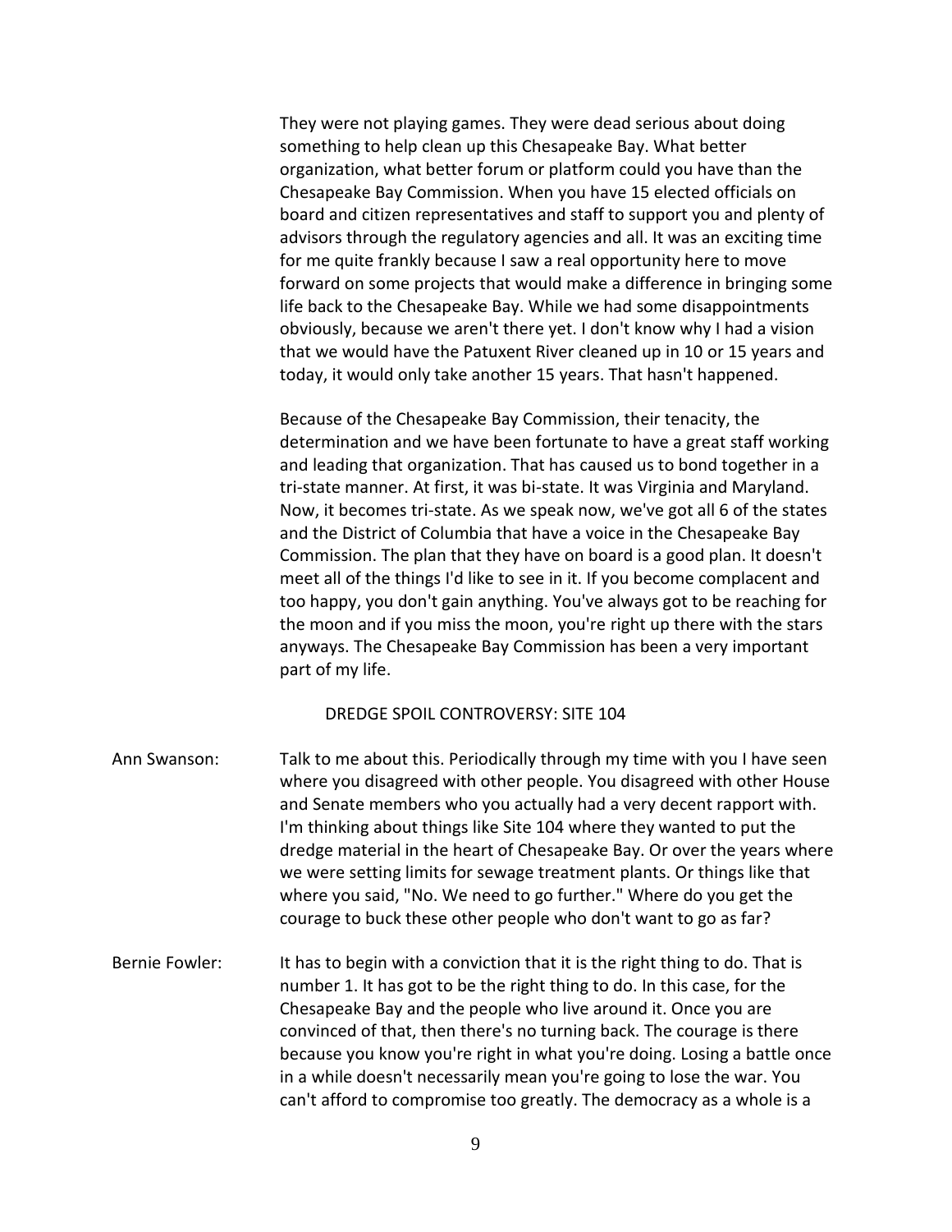They were not playing games. They were dead serious about doing something to help clean up this Chesapeake Bay. What better organization, what better forum or platform could you have than the Chesapeake Bay Commission. When you have 15 elected officials on board and citizen representatives and staff to support you and plenty of advisors through the regulatory agencies and all. It was an exciting time for me quite frankly because I saw a real opportunity here to move forward on some projects that would make a difference in bringing some life back to the Chesapeake Bay. While we had some disappointments obviously, because we aren't there yet. I don't know why I had a vision that we would have the Patuxent River cleaned up in 10 or 15 years and today, it would only take another 15 years. That hasn't happened.

Because of the Chesapeake Bay Commission, their tenacity, the determination and we have been fortunate to have a great staff working and leading that organization. That has caused us to bond together in a tri-state manner. At first, it was bi-state. It was Virginia and Maryland. Now, it becomes tri-state. As we speak now, we've got all 6 of the states and the District of Columbia that have a voice in the Chesapeake Bay Commission. The plan that they have on board is a good plan. It doesn't meet all of the things I'd like to see in it. If you become complacent and too happy, you don't gain anything. You've always got to be reaching for the moon and if you miss the moon, you're right up there with the stars anyways. The Chesapeake Bay Commission has been a very important part of my life.

## DREDGE SPOIL CONTROVERSY: SITE 104

Ann Swanson: Talk to me about this. Periodically through my time with you I have seen where you disagreed with other people. You disagreed with other House and Senate members who you actually had a very decent rapport with. I'm thinking about things like Site 104 where they wanted to put the dredge material in the heart of Chesapeake Bay. Or over the years where we were setting limits for sewage treatment plants. Or things like that where you said, "No. We need to go further." Where do you get the courage to buck these other people who don't want to go as far?

Bernie Fowler: It has to begin with a conviction that it is the right thing to do. That is number 1. It has got to be the right thing to do. In this case, for the Chesapeake Bay and the people who live around it. Once you are convinced of that, then there's no turning back. The courage is there because you know you're right in what you're doing. Losing a battle once in a while doesn't necessarily mean you're going to lose the war. You can't afford to compromise too greatly. The democracy as a whole is a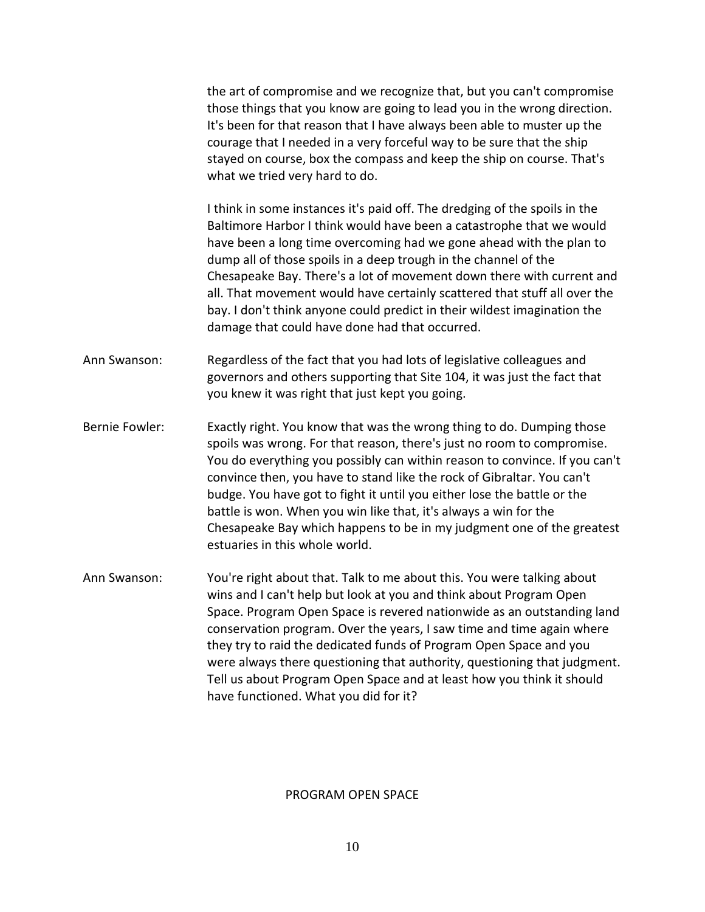the art of compromise and we recognize that, but you can't compromise those things that you know are going to lead you in the wrong direction. It's been for that reason that I have always been able to muster up the courage that I needed in a very forceful way to be sure that the ship stayed on course, box the compass and keep the ship on course. That's what we tried very hard to do.

I think in some instances it's paid off. The dredging of the spoils in the Baltimore Harbor I think would have been a catastrophe that we would have been a long time overcoming had we gone ahead with the plan to dump all of those spoils in a deep trough in the channel of the Chesapeake Bay. There's a lot of movement down there with current and all. That movement would have certainly scattered that stuff all over the bay. I don't think anyone could predict in their wildest imagination the damage that could have done had that occurred.

Ann Swanson: Regardless of the fact that you had lots of legislative colleagues and governors and others supporting that Site 104, it was just the fact that you knew it was right that just kept you going.

Bernie Fowler: Exactly right. You know that was the wrong thing to do. Dumping those spoils was wrong. For that reason, there's just no room to compromise. You do everything you possibly can within reason to convince. If you can't convince then, you have to stand like the rock of Gibraltar. You can't budge. You have got to fight it until you either lose the battle or the battle is won. When you win like that, it's always a win for the Chesapeake Bay which happens to be in my judgment one of the greatest estuaries in this whole world.

Ann Swanson: You're right about that. Talk to me about this. You were talking about wins and I can't help but look at you and think about Program Open Space. Program Open Space is revered nationwide as an outstanding land conservation program. Over the years, I saw time and time again where they try to raid the dedicated funds of Program Open Space and you were always there questioning that authority, questioning that judgment. Tell us about Program Open Space and at least how you think it should have functioned. What you did for it?

## PROGRAM OPEN SPACE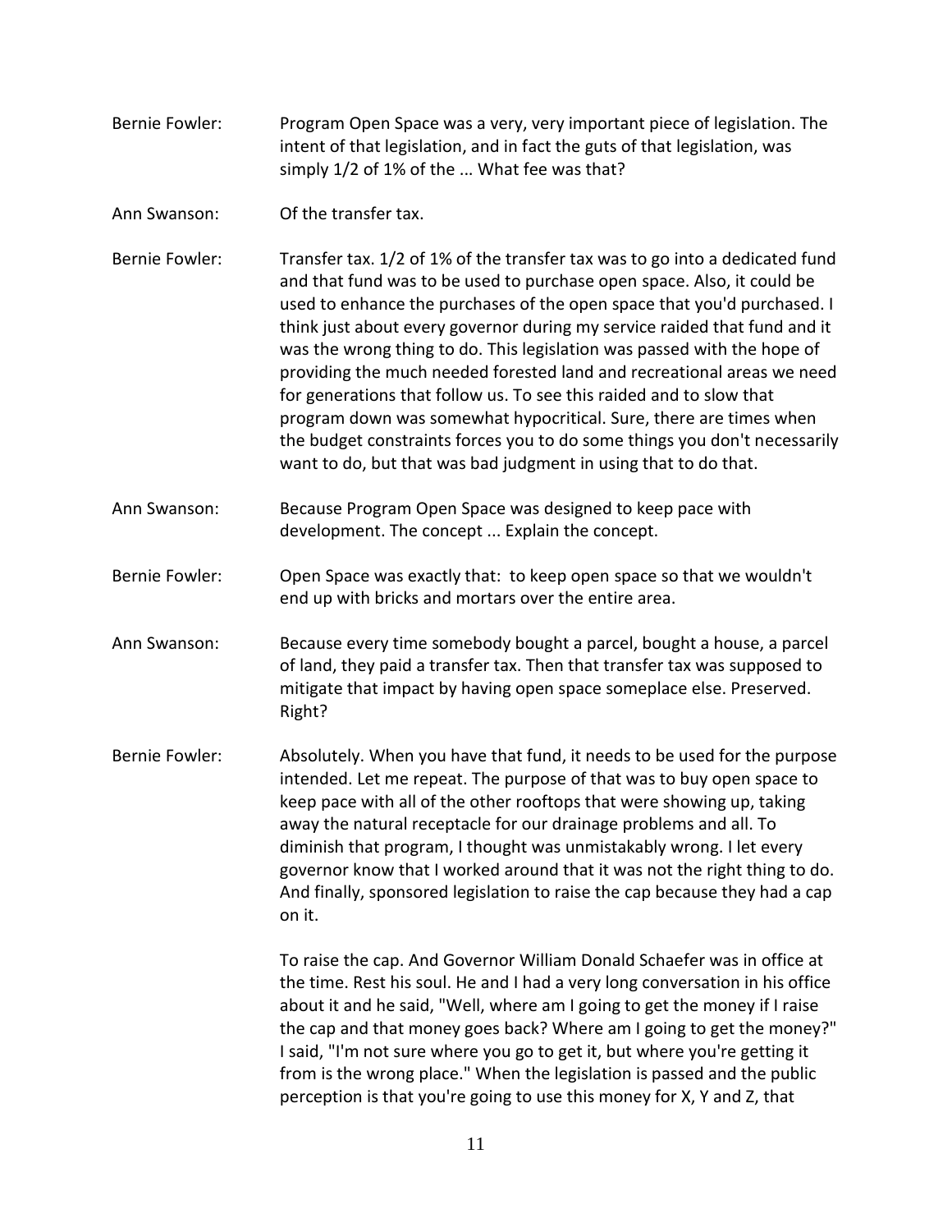Bernie Fowler: Program Open Space was a very, very important piece of legislation. The intent of that legislation, and in fact the guts of that legislation, was simply 1/2 of 1% of the ... What fee was that?

Ann Swanson: Of the transfer tax.

Bernie Fowler: Transfer tax. 1/2 of 1% of the transfer tax was to go into a dedicated fund and that fund was to be used to purchase open space. Also, it could be used to enhance the purchases of the open space that you'd purchased. I think just about every governor during my service raided that fund and it was the wrong thing to do. This legislation was passed with the hope of providing the much needed forested land and recreational areas we need for generations that follow us. To see this raided and to slow that program down was somewhat hypocritical. Sure, there are times when the budget constraints forces you to do some things you don't necessarily want to do, but that was bad judgment in using that to do that.

Ann Swanson: Because Program Open Space was designed to keep pace with development. The concept ... Explain the concept.

Bernie Fowler: Open Space was exactly that: to keep open space so that we wouldn't end up with bricks and mortars over the entire area.

Ann Swanson: Because every time somebody bought a parcel, bought a house, a parcel of land, they paid a transfer tax. Then that transfer tax was supposed to mitigate that impact by having open space someplace else. Preserved. Right?

Bernie Fowler: Absolutely. When you have that fund, it needs to be used for the purpose intended. Let me repeat. The purpose of that was to buy open space to keep pace with all of the other rooftops that were showing up, taking away the natural receptacle for our drainage problems and all. To diminish that program, I thought was unmistakably wrong. I let every governor know that I worked around that it was not the right thing to do. And finally, sponsored legislation to raise the cap because they had a cap on it.

To raise the cap. And Governor William Donald Schaefer was in office at the time. Rest his soul. He and I had a very long conversation in his office about it and he said, "Well, where am I going to get the money if I raise the cap and that money goes back? Where am I going to get the money?" I said, "I'm not sure where you go to get it, but where you're getting it from is the wrong place." When the legislation is passed and the public perception is that you're going to use this money for X, Y and Z, that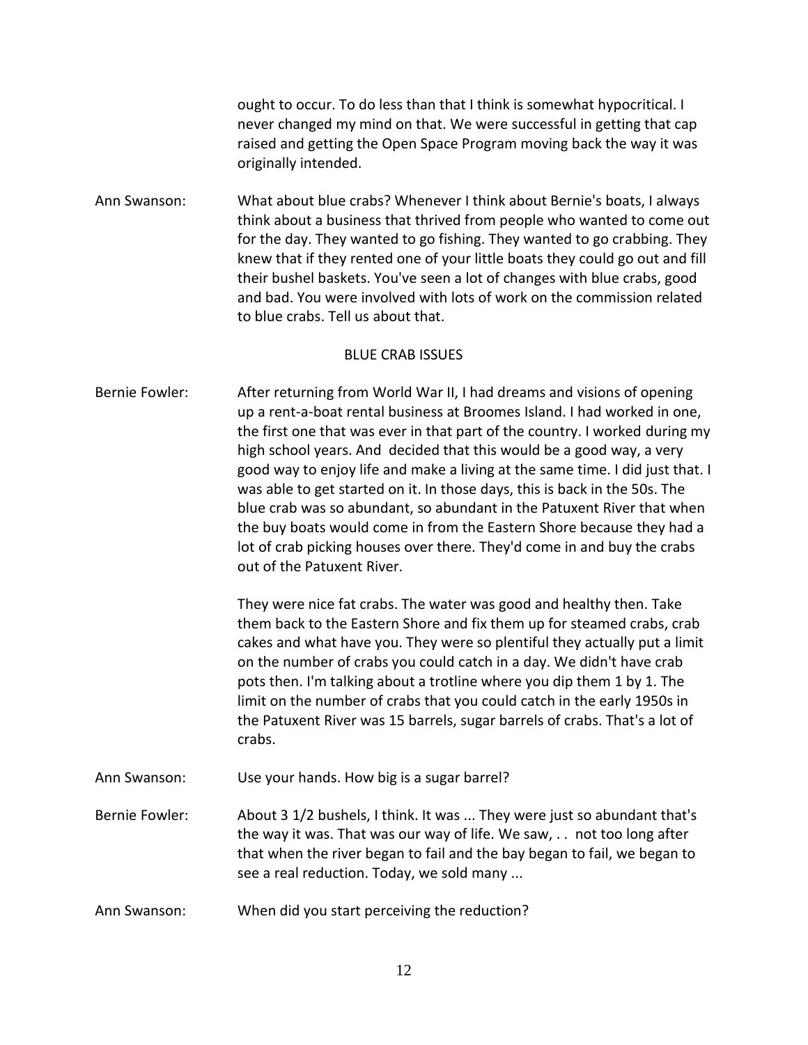ought to occur. To do less than that I think is somewhat hypocritical. I never changed my mind on that. We were successful in getting that cap raised and getting the Open Space Program moving back the way it was originally intended.

Ann Swanson: What about blue crabs? Whenever I think about Bernie's boats, I always think about a business that thrived from people who wanted to come out for the day. They wanted to go fishing. They wanted to go crabbing. They knew that if they rented one of your little boats they could go out and fill their bushel baskets. You've seen a lot of changes with blue crabs, good and bad. You were involved with lots of work on the commission related to blue crabs. Tell us about that.

## BLUE CRAB ISSUES

Bernie Fowler: After returning from World War II, I had dreams and visions of opening up a rent-a-boat rental business at Broomes Island. I had worked in one, the first one that was ever in that part of the country. I worked during my high school years. And decided that this would be a good way, a very good way to enjoy life and make a living at the same time. I did just that. I was able to get started on it. In those days, this is back in the 50s. The blue crab was so abundant, so abundant in the Patuxent River that when the buy boats would come in from the Eastern Shore because they had a lot of crab picking houses over there. They'd come in and buy the crabs out of the Patuxent River.

They were nice fat crabs. The water was good and healthy then. Take them back to the Eastern Shore and fix them up for steamed crabs, crab cakes and what have you. They were so plentiful they actually put a limit on the number of crabs you could catch in a day. We didn't have crab pots then. I'm talking about a trotline where you dip them 1 by 1. The limit on the number of crabs that you could catch in the early 1950s in the Patuxent River was 15 barrels, sugar barrels of crabs. That's a lot of crabs.

Ann Swanson: Use your hands. How big is a sugar barrel?

Bernie Fowler: About 3 1/2 bushels, I think. It was ... They were just so abundant that's the way it was. That was our way of life. We saw, . . not too long after that when the river began to fail and the bay began to fail, we began to see a real reduction. Today, we sold many ...

Ann Swanson: When did you start perceiving the reduction?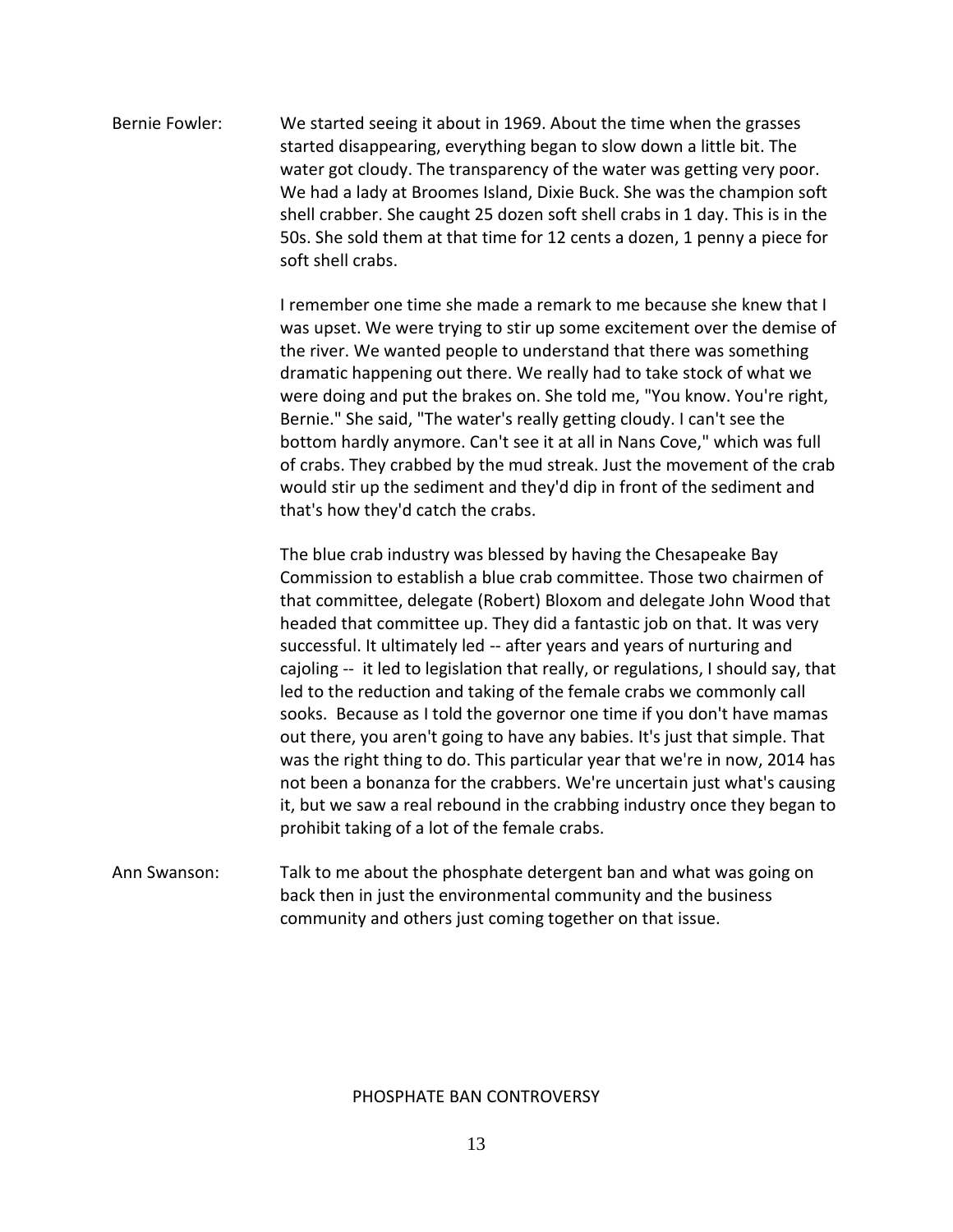**Bernie Fowler:** We started seeing it about in 1969. About the time when the grasses started disappearing, everything began to slow down a little bit. The water got cloudy. The transparency of the water was getting very poor. We had a lady at Broomes Island, Dixie Buck. She was the champion soft shell crabber. She caught 25 dozen soft shell crabs in 1 day. This is in the 50s. She sold them at that time for 12 cents a dozen, 1 penny a piece for soft shell crabs.

I remember one time she made a remark to me because she knew that I was upset. We were trying to stir up some excitement over the demise of the river. We wanted people to understand that there was something dramatic happening out there. We really had to take stock of what we were doing and put the brakes on. She told me, "You know. You're right, Bernie." She said, "The water's really getting cloudy. I can't see the bottom hardly anymore. Can't see it at all in Nans Cove," which was full of crabs. They crabbed by the mud streak. Just the movement of the crab would stir up the sediment and they'd dip in front of the sediment and that's how they'd catch the crabs.

The blue crab industry was blessed by having the Chesapeake Bay Commission to establish a blue crab committee. Those two chairmen of that committee, delegate (Robert) Bloxom and delegate John Wood that headed that committee up. They did a fantastic job on that. It was very successful. It ultimately led -- after years and years of nurturing and cajoling -- it led to legislation that really, or regulations, I should say, that led to the reduction and taking of the female crabs we commonly call sooks. Because as I told the governor one time if you don't have mamas out there, you aren't going to have any babies. It's just that simple. That was the right thing to do. This particular year that we're in now, 2014 has not been a bonanza for the crabbers. We're uncertain just what's causing it, but we saw a real rebound in the crabbing industry once they began to prohibit taking of a lot of the female crabs.

**Ann Swanson:** Talk to me about the phosphate detergent ban and what was going on back then in just the environmental community and the business community and others just coming together on that issue.

## PHOSPHATE BAN CONTROVERSY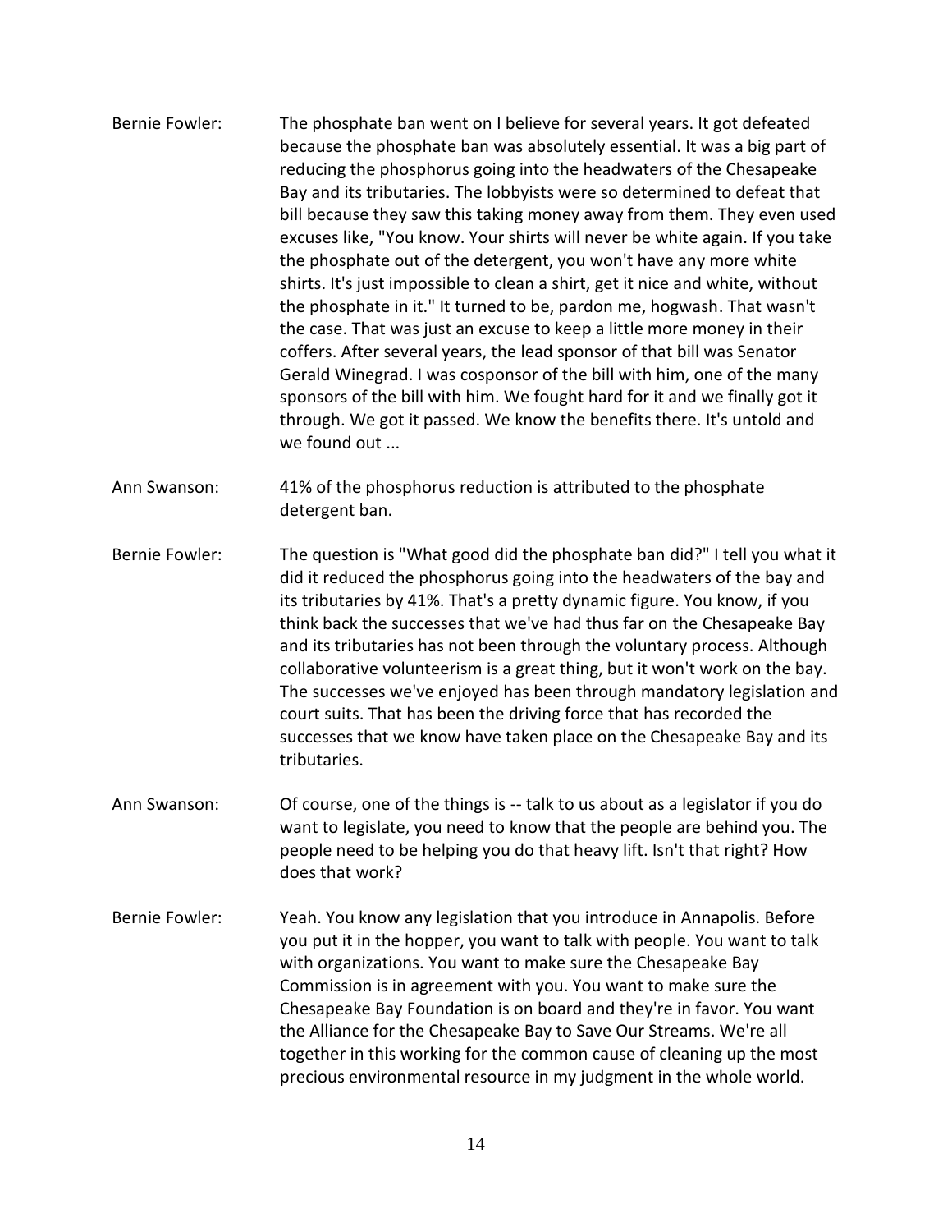Bernie Fowler: The phosphate ban went on I believe for several years. It got defeated because the phosphate ban was absolutely essential. It was a big part of reducing the phosphorus going into the headwaters of the Chesapeake Bay and its tributaries. The lobbyists were so determined to defeat that bill because they saw this taking money away from them. They even used excuses like, "You know. Your shirts will never be white again. If you take the phosphate out of the detergent, you won't have any more white shirts. It's just impossible to clean a shirt, get it nice and white, without the phosphate in it." It turned to be, pardon me, hogwash. That wasn't the case. That was just an excuse to keep a little more money in their coffers. After several years, the lead sponsor of that bill was Senator Gerald Winegrad. I was cosponsor of the bill with him, one of the many sponsors of the bill with him. We fought hard for it and we finally got it through. We got it passed. We know the benefits there. It's untold and we found out ...

Ann Swanson: 41% of the phosphorus reduction is attributed to the phosphate detergent ban.

Bernie Fowler: The question is "What good did the phosphate ban did?" I tell you what it did it reduced the phosphorus going into the headwaters of the bay and its tributaries by 41%. That's a pretty dynamic figure. You know, if you think back the successes that we've had thus far on the Chesapeake Bay and its tributaries has not been through the voluntary process. Although collaborative volunteerism is a great thing, but it won't work on the bay. The successes we've enjoyed has been through mandatory legislation and court suits. That has been the driving force that has recorded the successes that we know have taken place on the Chesapeake Bay and its tributaries.

Ann Swanson: Of course, one of the things is -- talk to us about as a legislator if you do want to legislate, you need to know that the people are behind you. The people need to be helping you do that heavy lift. Isn't that right? How does that work?

Bernie Fowler: Yeah. You know any legislation that you introduce in Annapolis. Before you put it in the hopper, you want to talk with people. You want to talk with organizations. You want to make sure the Chesapeake Bay Commission is in agreement with you. You want to make sure the Chesapeake Bay Foundation is on board and they're in favor. You want the Alliance for the Chesapeake Bay to Save Our Streams. We're all together in this working for the common cause of cleaning up the most precious environmental resource in my judgment in the whole world.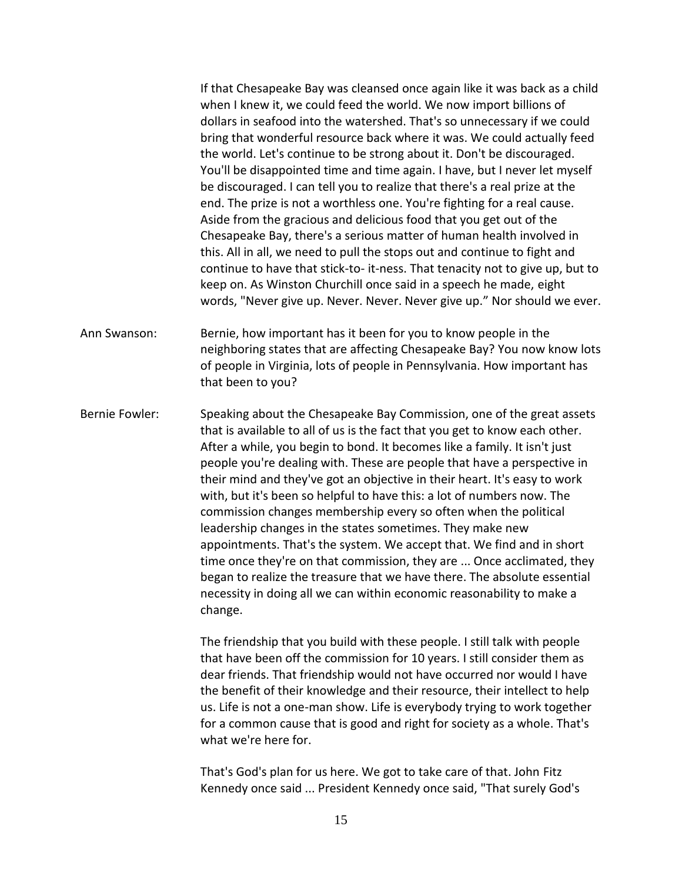If that Chesapeake Bay was cleansed once again like it was back as a child when I knew it, we could feed the world. We now import billions of dollars in seafood into the watershed. That's so unnecessary if we could bring that wonderful resource back where it was. We could actually feed the world. Let's continue to be strong about it. Don't be discouraged. You'll be disappointed time and time again. I have, but I never let myself be discouraged. I can tell you to realize that there's a real prize at the end. The prize is not a worthless one. You're fighting for a real cause. Aside from the gracious and delicious food that you get out of the Chesapeake Bay, there's a serious matter of human health involved in this. All in all, we need to pull the stops out and continue to fight and continue to have that stick-to- it-ness. That tenacity not to give up, but to keep on. As Winston Churchill once said in a speech he made, eight words, "Never give up. Never. Never. Never give up." Nor should we ever.

Ann Swanson: Bernie, how important has it been for you to know people in the neighboring states that are affecting Chesapeake Bay? You now know lots of people in Virginia, lots of people in Pennsylvania. How important has that been to you?

Bernie Fowler: Speaking about the Chesapeake Bay Commission, one of the great assets that is available to all of us is the fact that you get to know each other. After a while, you begin to bond. It becomes like a family. It isn't just people you're dealing with. These are people that have a perspective in their mind and they've got an objective in their heart. It's easy to work with, but it's been so helpful to have this: a lot of numbers now. The commission changes membership every so often when the political leadership changes in the states sometimes. They make new appointments. That's the system. We accept that. We find and in short time once they're on that commission, they are ... Once acclimated, they began to realize the treasure that we have there. The absolute essential necessity in doing all we can within economic reasonability to make a change.

The friendship that you build with these people. I still talk with people that have been off the commission for 10 years. I still consider them as dear friends. That friendship would not have occurred nor would I have the benefit of their knowledge and their resource, their intellect to help us. Life is not a one-man show. Life is everybody trying to work together for a common cause that is good and right for society as a whole. That's what we're here for.

That's God's plan for us here. We got to take care of that. John Fitz Kennedy once said ... President Kennedy once said, "That surely God's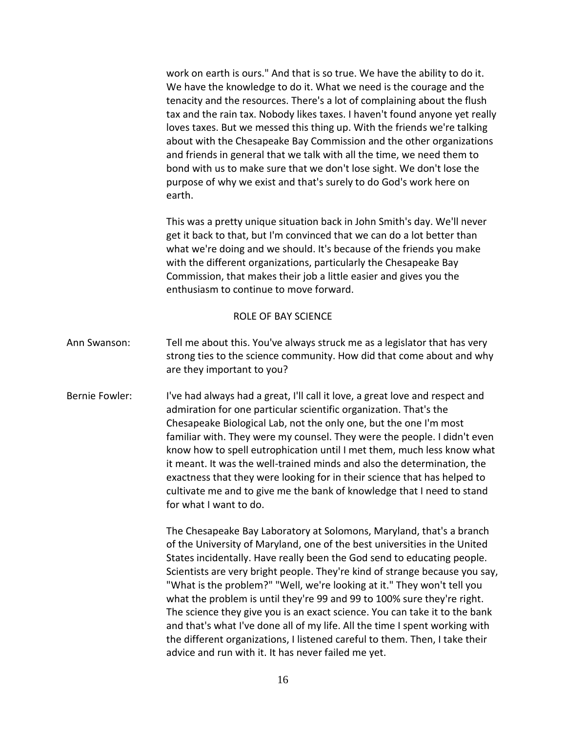work on earth is ours." And that is so true. We have the ability to do it. We have the knowledge to do it. What we need is the courage and the tenacity and the resources. There's a lot of complaining about the flush tax and the rain tax. Nobody likes taxes. I haven't found anyone yet really loves taxes. But we messed this thing up. With the friends we're talking about with the Chesapeake Bay Commission and the other organizations and friends in general that we talk with all the time, we need them to bond with us to make sure that we don't lose sight. We don't lose the purpose of why we exist and that's surely to do God's work here on earth.

This was a pretty unique situation back in John Smith's day. We'll never get it back to that, but I'm convinced that we can do a lot better than what we're doing and we should. It's because of the friends you make with the different organizations, particularly the Chesapeake Bay Commission, that makes their job a little easier and gives you the enthusiasm to continue to move forward.

## ROLE OF BAY SCIENCE

**Ann Swanson:** Tell me about this. You've always struck me as a legislator that has very strong ties to the science community. How did that come about and why are they important to you?

**Bernie Fowler:** I've had always had a great, I'll call it love, a great love and respect and admiration for one particular scientific organization. That's the Chesapeake Biological Lab, not the only one, but the one I'm most familiar with. They were my counsel. They were the people. I didn't even know how to spell eutrophication until I met them, much less know what it meant. It was the well-trained minds and also the determination, the exactness that they were looking for in their science that has helped to cultivate me and to give me the bank of knowledge that I need to stand for what I want to do.

The Chesapeake Bay Laboratory at Solomons, Maryland, that's a branch of the University of Maryland, one of the best universities in the United States incidentally. Have really been the God send to educating people. Scientists are very bright people. They're kind of strange because you say, "What is the problem?" "Well, we're looking at it." They won't tell you what the problem is until they're 99 and 99 to 100% sure they're right. The science they give you is an exact science. You can take it to the bank and that's what I've done all of my life. All the time I spent working with the different organizations, I listened careful to them. Then, I take their advice and run with it. It has never failed me yet.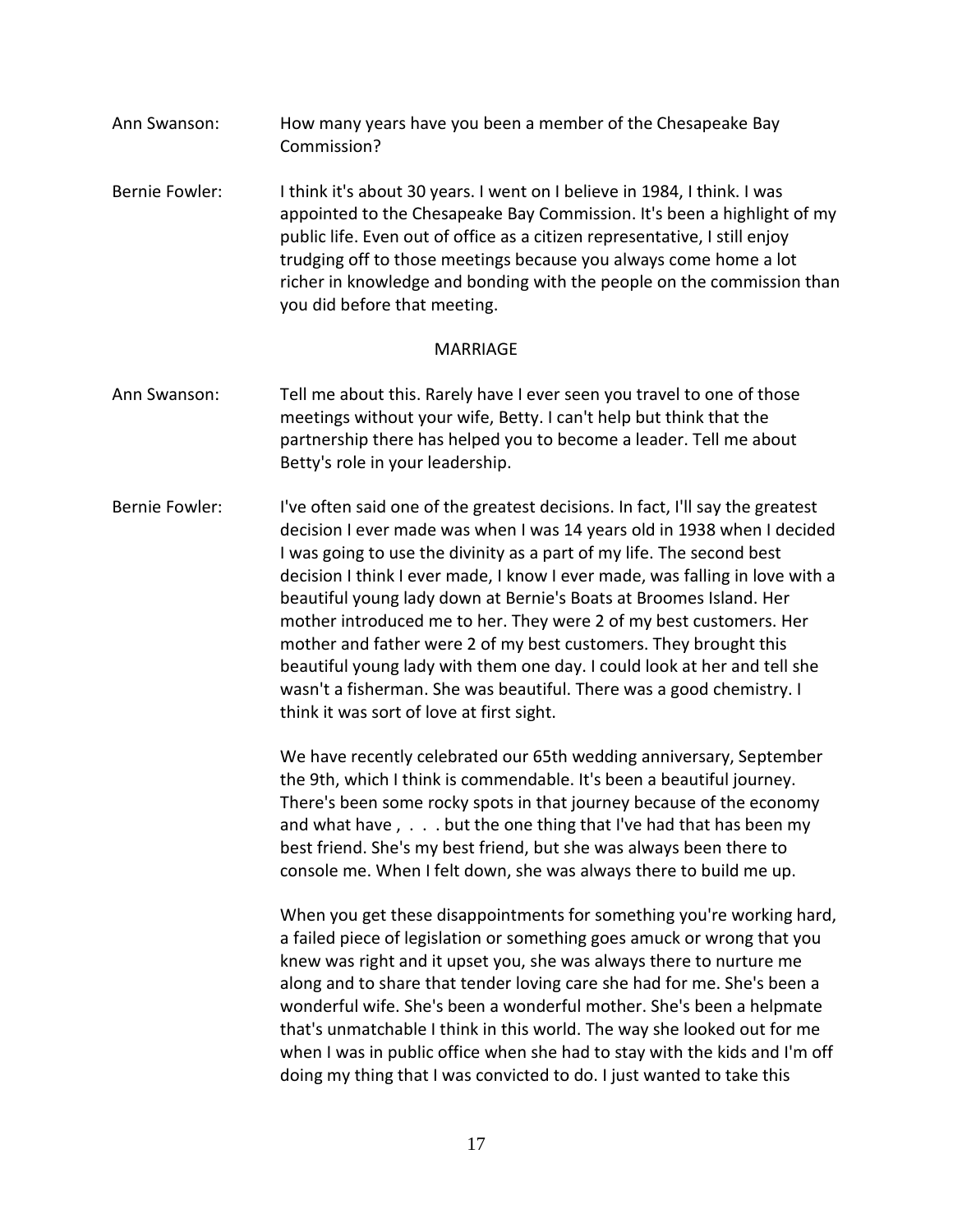Ann Swanson: How many years have you been a member of the Chesapeake Bay Commission?

Bernie Fowler: I think it's about 30 years. I went on I believe in 1984, I think. I was appointed to the Chesapeake Bay Commission. It's been a highlight of my public life. Even out of office as a citizen representative, I still enjoy trudging off to those meetings because you always come home a lot richer in knowledge and bonding with the people on the commission than you did before that meeting.

## MARRIAGE

Ann Swanson: Tell me about this. Rarely have I ever seen you travel to one of those meetings without your wife, Betty. I can't help but think that the partnership there has helped you to become a leader. Tell me about Betty's role in your leadership.

Bernie Fowler: I've often said one of the greatest decisions. In fact, I'll say the greatest decision I ever made was when I was 14 years old in 1938 when I decided I was going to use the divinity as a part of my life. The second best decision I think I ever made, I know I ever made, was falling in love with a beautiful young lady down at Bernie's Boats at Broomes Island. Her mother introduced me to her. They were 2 of my best customers. Her mother and father were 2 of my best customers. They brought this beautiful young lady with them one day. I could look at her and tell she wasn't a fisherman. She was beautiful. There was a good chemistry. I think it was sort of love at first sight.

We have recently celebrated our 65th wedding anniversary, September the 9th, which I think is commendable. It's been a beautiful journey. There's been some rocky spots in that journey because of the economy and what have , . . . but the one thing that I've had that has been my best friend. She's my best friend, but she was always been there to console me. When I felt down, she was always there to build me up.

When you get these disappointments for something you're working hard, a failed piece of legislation or something goes amuck or wrong that you knew was right and it upset you, she was always there to nurture me along and to share that tender loving care she had for me. She's been a wonderful wife. She's been a wonderful mother. She's been a helpmate that's unmatchable I think in this world. The way she looked out for me when I was in public office when she had to stay with the kids and I'm off doing my thing that I was convicted to do. I just wanted to take this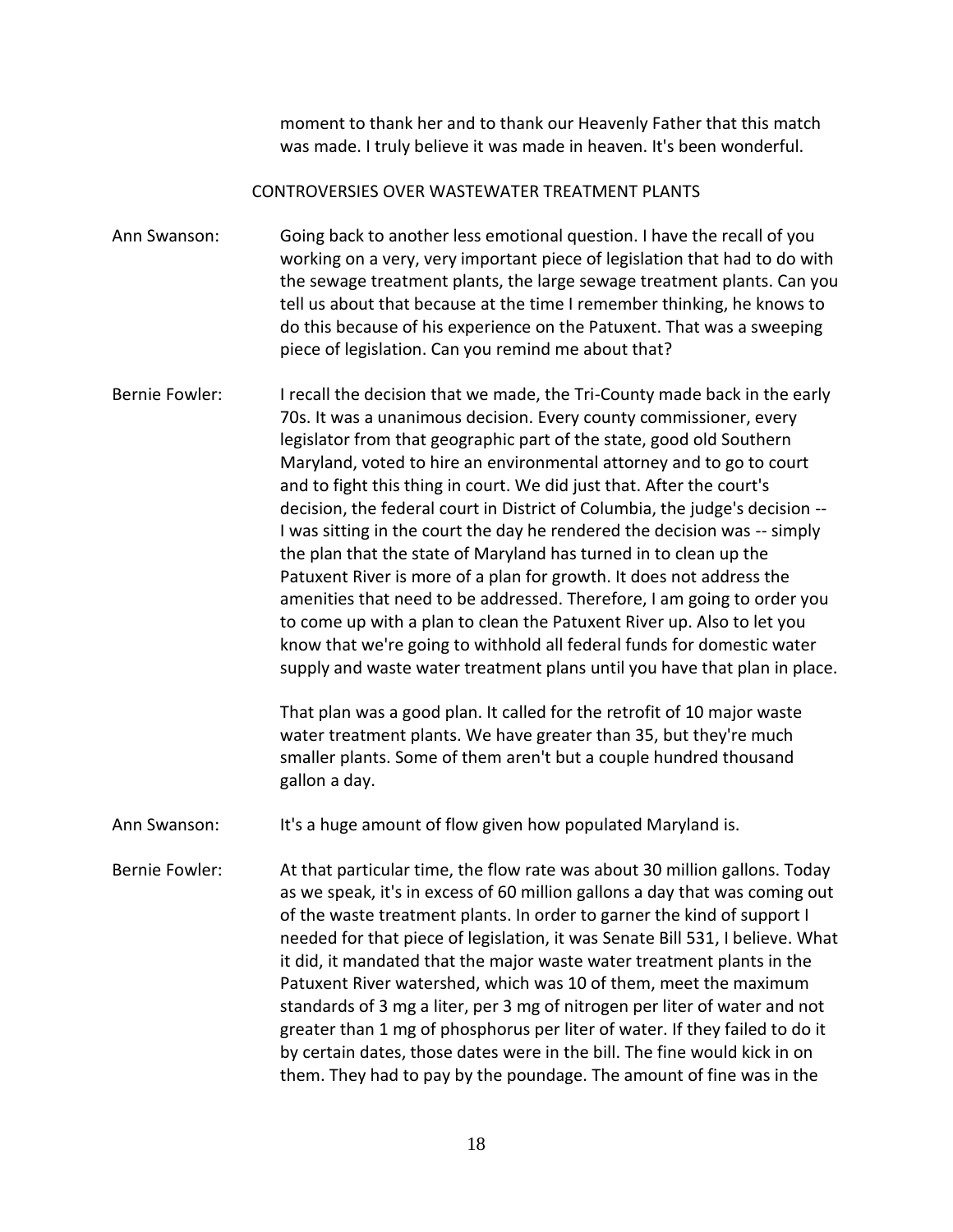moment to thank her and to thank our Heavenly Father that this match was made. I truly believe it was made in heaven. It's been wonderful.

## CONTROVERSIES OVER WASTEWATER TREATMENT PLANTS

Ann Swanson: Going back to another less emotional question. I have the recall of you working on a very, very important piece of legislation that had to do with the sewage treatment plants, the large sewage treatment plants. Can you tell us about that because at the time I remember thinking, he knows to do this because of his experience on the Patuxent. That was a sweeping piece of legislation. Can you remind me about that?

Bernie Fowler: I recall the decision that we made, the Tri-County made back in the early 70s. It was a unanimous decision. Every county commissioner, every legislator from that geographic part of the state, good old Southern Maryland, voted to hire an environmental attorney and to go to court and to fight this thing in court. We did just that. After the court's decision, the federal court in District of Columbia, the judge's decision -- I was sitting in the court the day he rendered the decision was -- simply the plan that the state of Maryland has turned in to clean up the Patuxent River is more of a plan for growth. It does not address the amenities that need to be addressed. Therefore, I am going to order you to come up with a plan to clean the Patuxent River up. Also to let you know that we're going to withhold all federal funds for domestic water supply and waste water treatment plans until you have that plan in place.

That plan was a good plan. It called for the retrofit of 10 major waste water treatment plants. We have greater than 35, but they're much smaller plants. Some of them aren't but a couple hundred thousand gallon a day.

Ann Swanson: It's a huge amount of flow given how populated Maryland is.

Bernie Fowler: At that particular time, the flow rate was about 30 million gallons. Today as we speak, it's in excess of 60 million gallons a day that was coming out of the waste treatment plants. In order to garner the kind of support I needed for that piece of legislation, it was Senate Bill 531, I believe. What it did, it mandated that the major waste water treatment plants in the Patuxent River watershed, which was 10 of them, meet the maximum standards of 3 mg a liter, per 3 mg of nitrogen per liter of water and not greater than 1 mg of phosphorus per liter of water. If they failed to do it by certain dates, those dates were in the bill. The fine would kick in on them. They had to pay by the poundage. The amount of fine was in the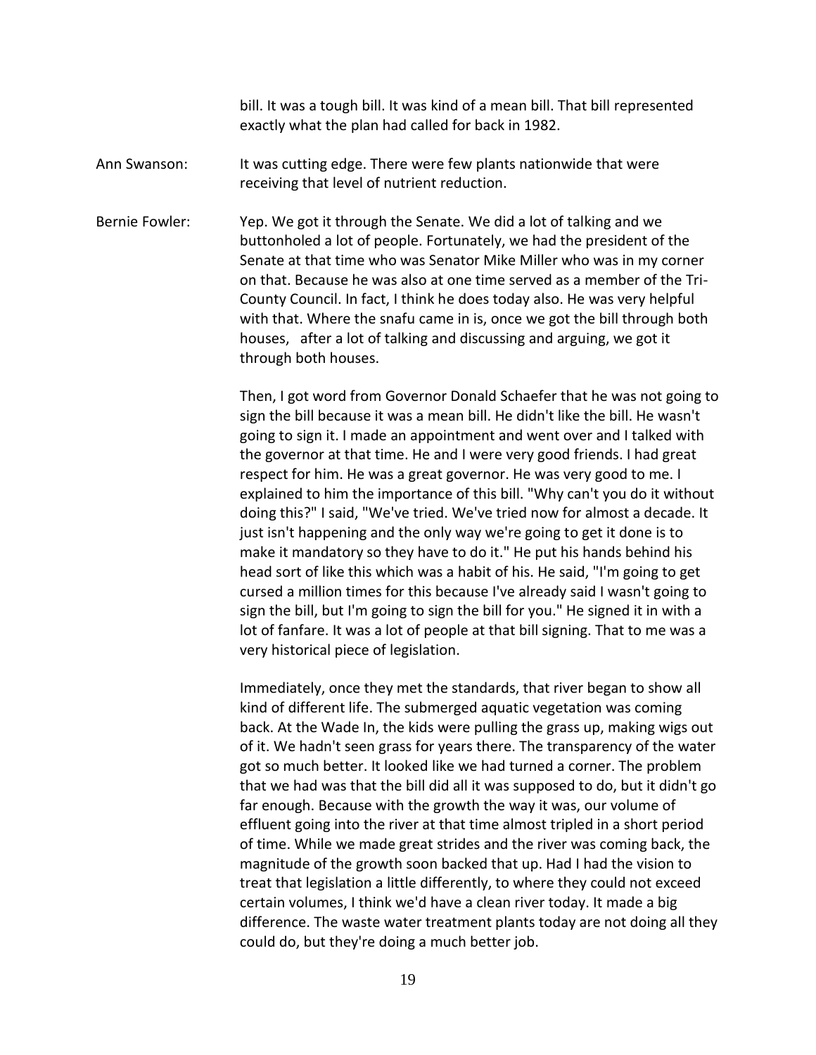bill. It was a tough bill. It was kind of a mean bill. That bill represented exactly what the plan had called for back in 1982.

Ann Swanson: It was cutting edge. There were few plants nationwide that were receiving that level of nutrient reduction.

Bernie Fowler: Yep. We got it through the Senate. We did a lot of talking and we buttonholed a lot of people. Fortunately, we had the president of the Senate at that time who was Senator Mike Miller who was in my corner on that. Because he was also at one time served as a member of the Tri-County Council. In fact, I think he does today also. He was very helpful with that. Where the snafu came in is, once we got the bill through both houses, after a lot of talking and discussing and arguing, we got it through both houses.

Then, I got word from Governor Donald Schaefer that he was not going to sign the bill because it was a mean bill. He didn't like the bill. He wasn't going to sign it. I made an appointment and went over and I talked with the governor at that time. He and I were very good friends. I had great respect for him. He was a great governor. He was very good to me. I explained to him the importance of this bill. "Why can't you do it without doing this?" I said, "We've tried. We've tried now for almost a decade. It just isn't happening and the only way we're going to get it done is to make it mandatory so they have to do it." He put his hands behind his head sort of like this which was a habit of his. He said, "I'm going to get cursed a million times for this because I've already said I wasn't going to sign the bill, but I'm going to sign the bill for you." He signed it in with a lot of fanfare. It was a lot of people at that bill signing. That to me was a very historical piece of legislation.

Immediately, once they met the standards, that river began to show all kind of different life. The submerged aquatic vegetation was coming back. At the Wade In, the kids were pulling the grass up, making wigs out of it. We hadn't seen grass for years there. The transparency of the water got so much better. It looked like we had turned a corner. The problem that we had was that the bill did all it was supposed to do, but it didn't go far enough. Because with the growth the way it was, our volume of effluent going into the river at that time almost tripled in a short period of time. While we made great strides and the river was coming back, the magnitude of the growth soon backed that up. Had I had the vision to treat that legislation a little differently, to where they could not exceed certain volumes, I think we'd have a clean river today. It made a big difference. The waste water treatment plants today are not doing all they could do, but they're doing a much better job.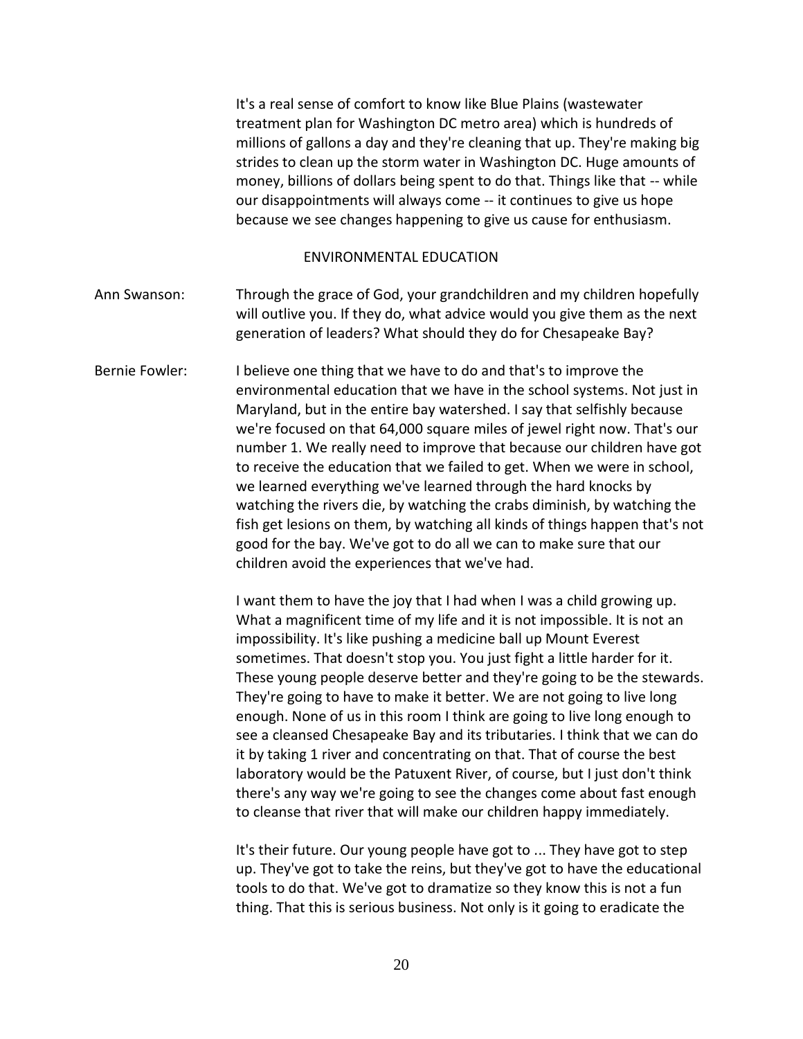It's a real sense of comfort to know like Blue Plains (wastewater treatment plan for Washington DC metro area) which is hundreds of millions of gallons a day and they're cleaning that up. They're making big strides to clean up the storm water in Washington DC. Huge amounts of money, billions of dollars being spent to do that. Things like that -- while our disappointments will always come -- it continues to give us hope because we see changes happening to give us cause for enthusiasm.

## ENVIRONMENTAL EDUCATION

**Ann Swanson:** Through the grace of God, your grandchildren and my children hopefully will outlive you. If they do, what advice would you give them as the next generation of leaders? What should they do for Chesapeake Bay?

**Bernie Fowler:** I believe one thing that we have to do and that's to improve the environmental education that we have in the school systems. Not just in Maryland, but in the entire bay watershed. I say that selfishly because we're focused on that 64,000 square miles of jewel right now. That's our number 1. We really need to improve that because our children have got to receive the education that we failed to get. When we were in school, we learned everything we've learned through the hard knocks by watching the rivers die, by watching the crabs diminish, by watching the fish get lesions on them, by watching all kinds of things happen that's not good for the bay. We've got to do all we can to make sure that our children avoid the experiences that we've had.

I want them to have the joy that I had when I was a child growing up. What a magnificent time of my life and it is not impossible. It is not an impossibility. It's like pushing a medicine ball up Mount Everest sometimes. That doesn't stop you. You just fight a little harder for it. These young people deserve better and they're going to be the stewards. They're going to have to make it better. We are not going to live long enough. None of us in this room I think are going to live long enough to see a cleansed Chesapeake Bay and its tributaries. I think that we can do it by taking 1 river and concentrating on that. That of course the best laboratory would be the Patuxent River, of course, but I just don't think there's any way we're going to see the changes come about fast enough to cleanse that river that will make our children happy immediately.

It's their future. Our young people have got to ... They have got to step up. They've got to take the reins, but they've got to have the educational tools to do that. We've got to dramatize so they know this is not a fun thing. That this is serious business. Not only is it going to eradicate the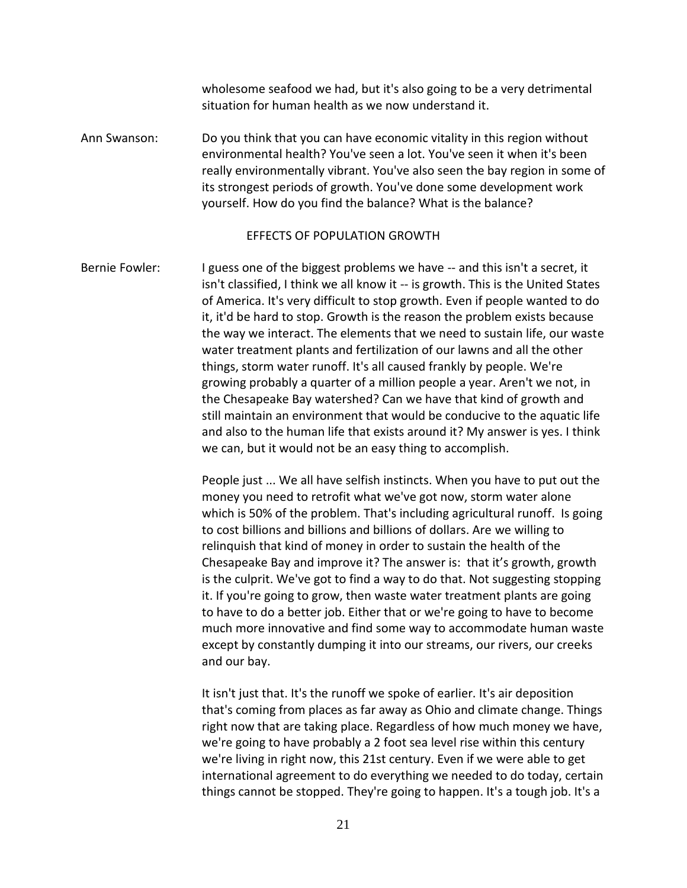wholesome seafood we had, but it's also going to be a very detrimental situation for human health as we now understand it.

Ann Swanson: Do you think that you can have economic vitality in this region without environmental health? You've seen a lot. You've seen it when it's been really environmentally vibrant. You've also seen the bay region in some of its strongest periods of growth. You've done some development work yourself. How do you find the balance? What is the balance?

EFFECTS OF POPULATION GROWTH

Bernie Fowler: I guess one of the biggest problems we have -- and this isn't a secret, it isn't classified, I think we all know it -- is growth. This is the United States of America. It's very difficult to stop growth. Even if people wanted to do it, it'd be hard to stop. Growth is the reason the problem exists because the way we interact. The elements that we need to sustain life, our waste water treatment plants and fertilization of our lawns and all the other things, storm water runoff. It's all caused frankly by people. We're growing probably a quarter of a million people a year. Aren't we not, in the Chesapeake Bay watershed? Can we have that kind of growth and still maintain an environment that would be conducive to the aquatic life and also to the human life that exists around it? My answer is yes. I think we can, but it would not be an easy thing to accomplish.

People just ... We all have selfish instincts. When you have to put out the money you need to retrofit what we've got now, storm water alone which is 50% of the problem. That's including agricultural runoff. Is going to cost billions and billions and billions of dollars. Are we willing to relinquish that kind of money in order to sustain the health of the Chesapeake Bay and improve it? The answer is: that it's growth, growth is the culprit. We've got to find a way to do that. Not suggesting stopping it. If you're going to grow, then waste water treatment plants are going to have to do a better job. Either that or we're going to have to become much more innovative and find some way to accommodate human waste except by constantly dumping it into our streams, our rivers, our creeks and our bay.

It isn't just that. It's the runoff we spoke of earlier. It's air deposition that's coming from places as far away as Ohio and climate change. Things right now that are taking place. Regardless of how much money we have, we're going to have probably a 2 foot sea level rise within this century we're living in right now, this 21st century. Even if we were able to get international agreement to do everything we needed to do today, certain things cannot be stopped. They're going to happen. It's a tough job. It's a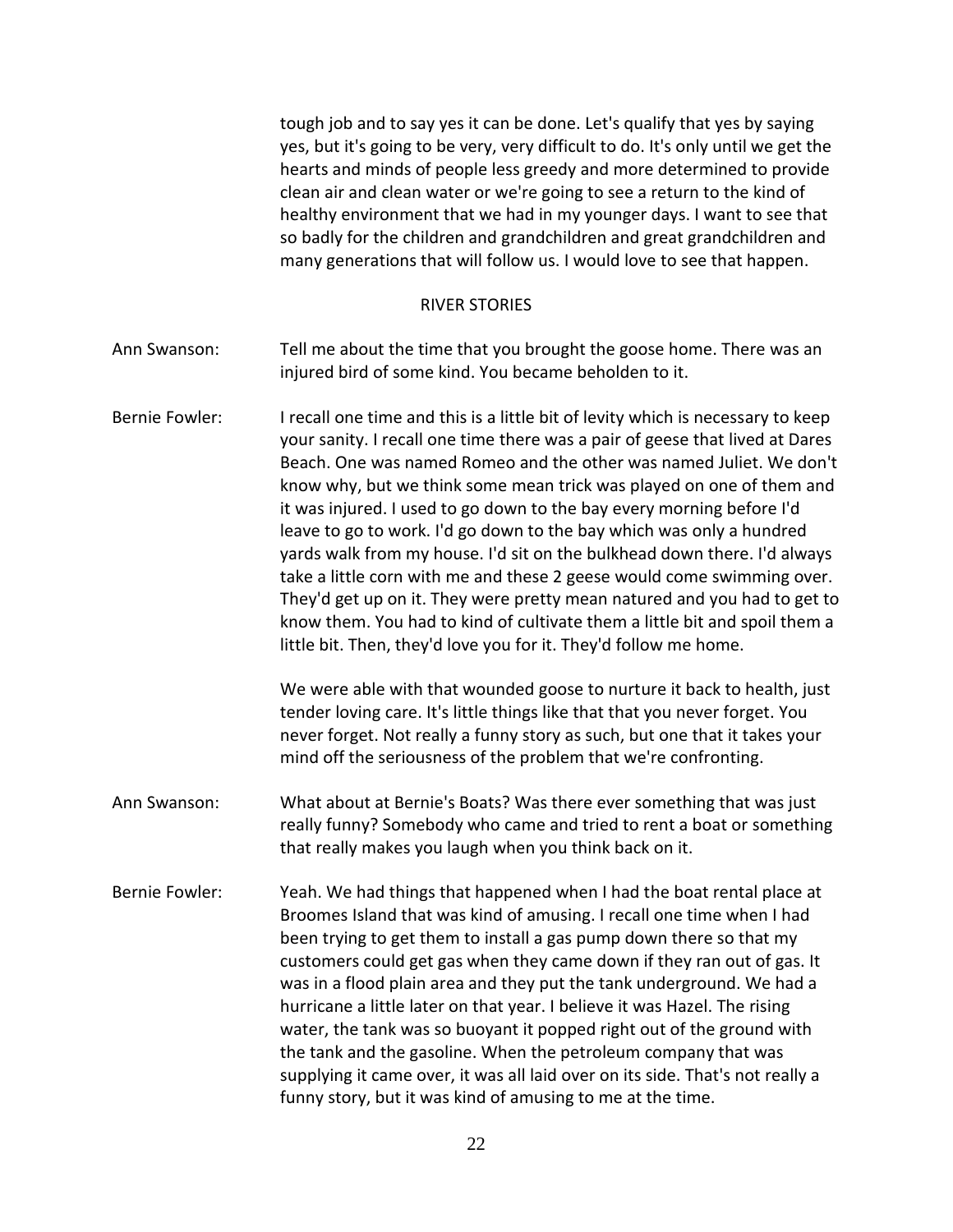tough job and to say yes it can be done. Let's qualify that yes by saying yes, but it's going to be very, very difficult to do. It's only until we get the hearts and minds of people less greedy and more determined to provide clean air and clean water or we're going to see a return to the kind of healthy environment that we had in my younger days. I want to see that so badly for the children and grandchildren and great grandchildren and many generations that will follow us. I would love to see that happen.

## RIVER STORIES

Ann Swanson: Tell me about the time that you brought the goose home. There was an injured bird of some kind. You became beholden to it.

Bernie Fowler: I recall one time and this is a little bit of levity which is necessary to keep your sanity. I recall one time there was a pair of geese that lived at Dares Beach. One was named Romeo and the other was named Juliet. We don't know why, but we think some mean trick was played on one of them and it was injured. I used to go down to the bay every morning before I'd leave to go to work. I'd go down to the bay which was only a hundred yards walk from my house. I'd sit on the bulkhead down there. I'd always take a little corn with me and these 2 geese would come swimming over. They'd get up on it. They were pretty mean natured and you had to get to know them. You had to kind of cultivate them a little bit and spoil them a little bit. Then, they'd love you for it. They'd follow me home.

We were able with that wounded goose to nurture it back to health, just tender loving care. It's little things like that that you never forget. You never forget. Not really a funny story as such, but one that it takes your mind off the seriousness of the problem that we're confronting.

Ann Swanson: What about at Bernie's Boats? Was there ever something that was just really funny? Somebody who came and tried to rent a boat or something that really makes you laugh when you think back on it.

Bernie Fowler: Yeah. We had things that happened when I had the boat rental place at Broomes Island that was kind of amusing. I recall one time when I had been trying to get them to install a gas pump down there so that my customers could get gas when they came down if they ran out of gas. It was in a flood plain area and they put the tank underground. We had a hurricane a little later on that year. I believe it was Hazel. The rising water, the tank was so buoyant it popped right out of the ground with the tank and the gasoline. When the petroleum company that was supplying it came over, it was all laid over on its side. That's not really a funny story, but it was kind of amusing to me at the time.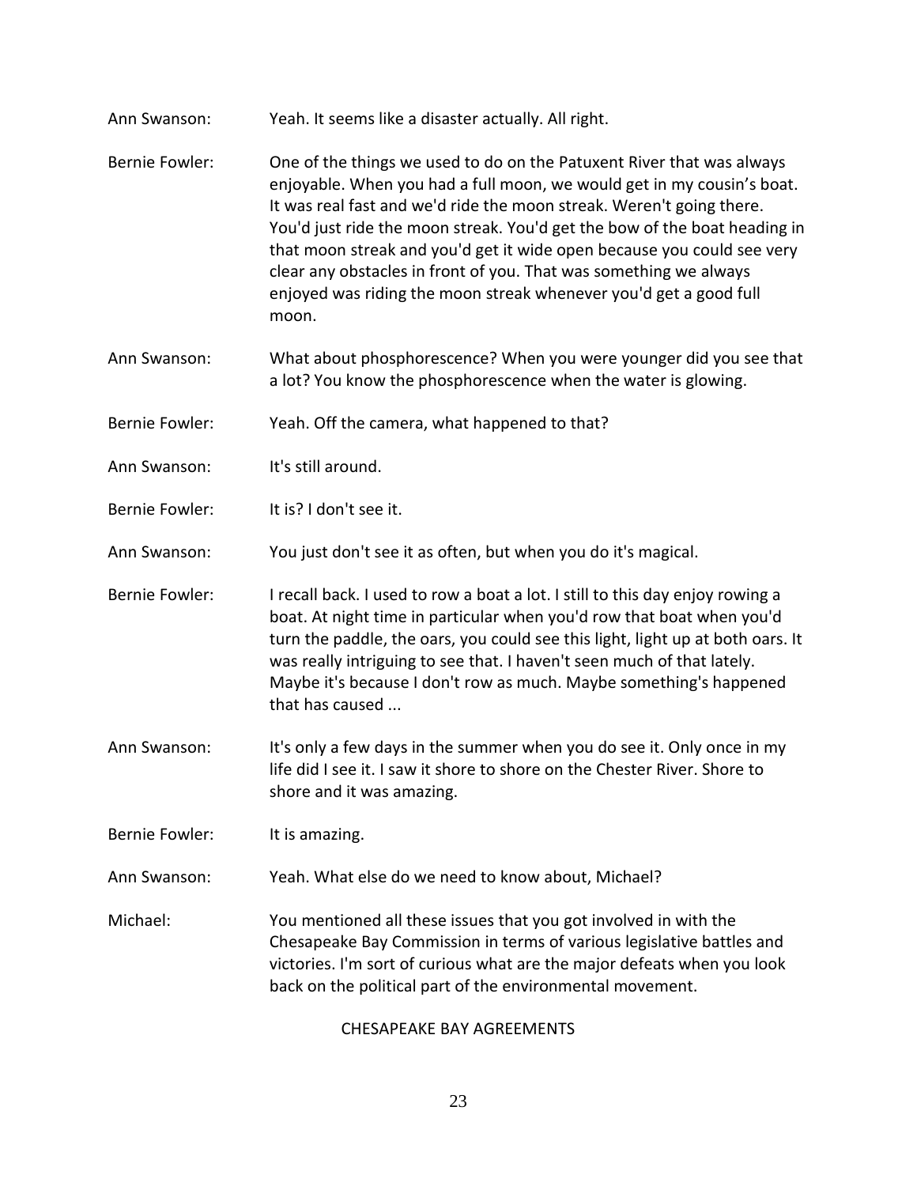Ann Swanson: Yeah. It seems like a disaster actually. All right.

Bernie Fowler: One of the things we used to do on the Patuxent River that was always enjoyable. When you had a full moon, we would get in my cousin's boat. It was real fast and we'd ride the moon streak. Weren't going there. You'd just ride the moon streak. You'd get the bow of the boat heading in that moon streak and you'd get it wide open because you could see very clear any obstacles in front of you. That was something we always enjoyed was riding the moon streak whenever you'd get a good full moon.

Ann Swanson: What about phosphorescence? When you were younger did you see that a lot? You know the phosphorescence when the water is glowing.

Bernie Fowler: Yeah. Off the camera, what happened to that?

Ann Swanson: It's still around.

Bernie Fowler: It is? I don't see it.

Ann Swanson: You just don't see it as often, but when you do it's magical.

Bernie Fowler: I recall back. I used to row a boat a lot. I still to this day enjoy rowing a boat. At night time in particular when you'd row that boat when you'd turn the paddle, the oars, you could see this light, light up at both oars. It was really intriguing to see that. I haven't seen much of that lately. Maybe it's because I don't row as much. Maybe something's happened that has caused ...

Ann Swanson: It's only a few days in the summer when you do see it. Only once in my life did I see it. I saw it shore to shore on the Chester River. Shore to shore and it was amazing.

Bernie Fowler: It is amazing.

Ann Swanson: Yeah. What else do we need to know about, Michael?

Michael: You mentioned all these issues that you got involved in with the Chesapeake Bay Commission in terms of various legislative battles and victories. I'm sort of curious what are the major defeats when you look back on the political part of the environmental movement.

## CHESAPEAKE BAY AGREEMENTS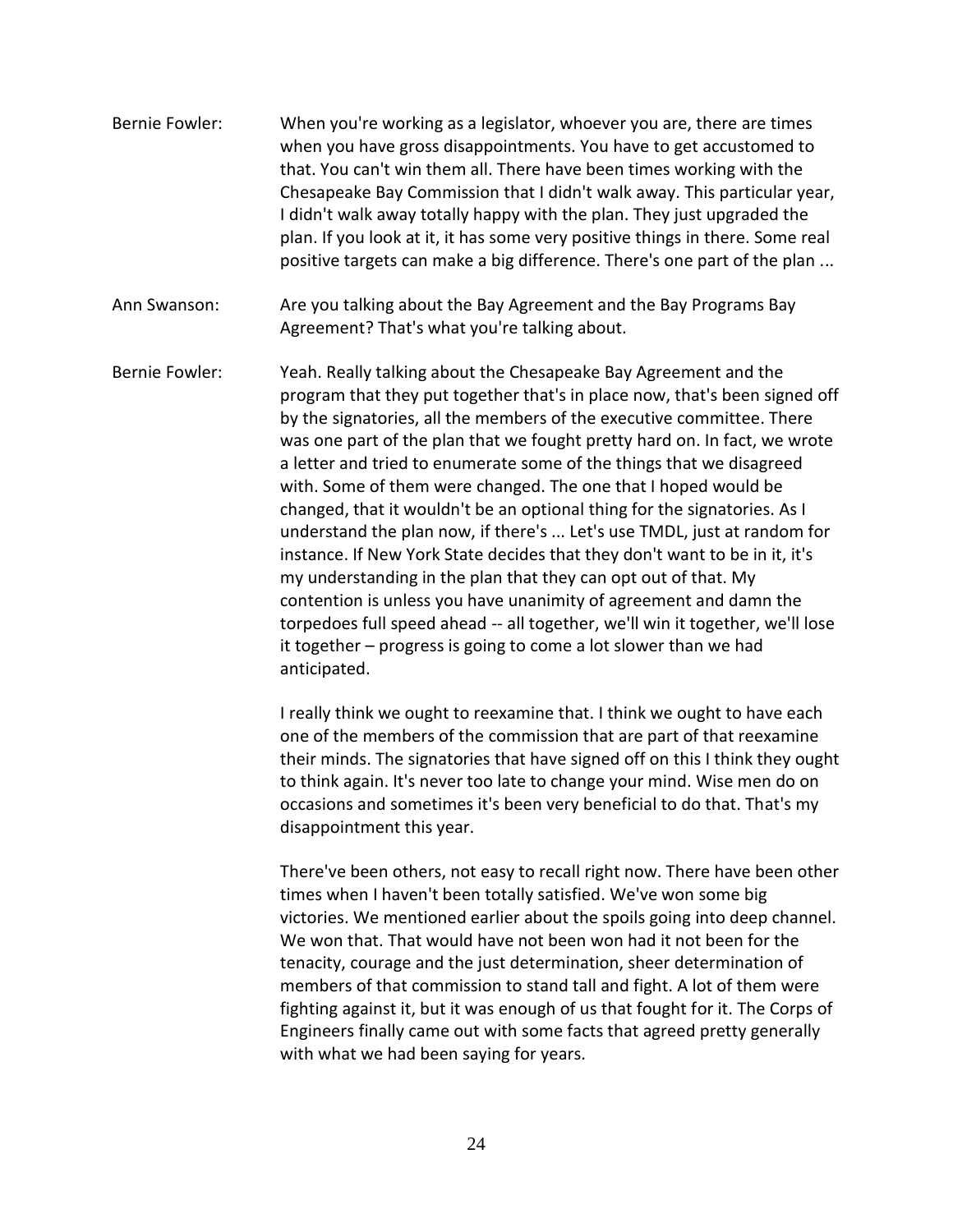Bernie Fowler: When you're working as a legislator, whoever you are, there are times when you have gross disappointments. You have to get accustomed to that. You can't win them all. There have been times working with the Chesapeake Bay Commission that I didn't walk away. This particular year, I didn't walk away totally happy with the plan. They just upgraded the plan. If you look at it, it has some very positive things in there. Some real positive targets can make a big difference. There's one part of the plan ...

Ann Swanson: Are you talking about the Bay Agreement and the Bay Programs Bay Agreement? That's what you're talking about.

Bernie Fowler: Yeah. Really talking about the Chesapeake Bay Agreement and the program that they put together that's in place now, that's been signed off by the signatories, all the members of the executive committee. There was one part of the plan that we fought pretty hard on. In fact, we wrote a letter and tried to enumerate some of the things that we disagreed with. Some of them were changed. The one that I hoped would be changed, that it wouldn't be an optional thing for the signatories. As I understand the plan now, if there's ... Let's use TMDL, just at random for instance. If New York State decides that they don't want to be in it, it's my understanding in the plan that they can opt out of that. My contention is unless you have unanimity of agreement and damn the torpedoes full speed ahead -- all together, we'll win it together, we'll lose it together – progress is going to come a lot slower than we had anticipated.

I really think we ought to reexamine that. I think we ought to have each one of the members of the commission that are part of that reexamine their minds. The signatories that have signed off on this I think they ought to think again. It's never too late to change your mind. Wise men do on occasions and sometimes it's been very beneficial to do that. That's my disappointment this year.

There've been others, not easy to recall right now. There have been other times when I haven't been totally satisfied. We've won some big victories. We mentioned earlier about the spoils going into deep channel. We won that. That would have not been won had it not been for the tenacity, courage and the just determination, sheer determination of members of that commission to stand tall and fight. A lot of them were fighting against it, but it was enough of us that fought for it. The Corps of Engineers finally came out with some facts that agreed pretty generally with what we had been saying for years.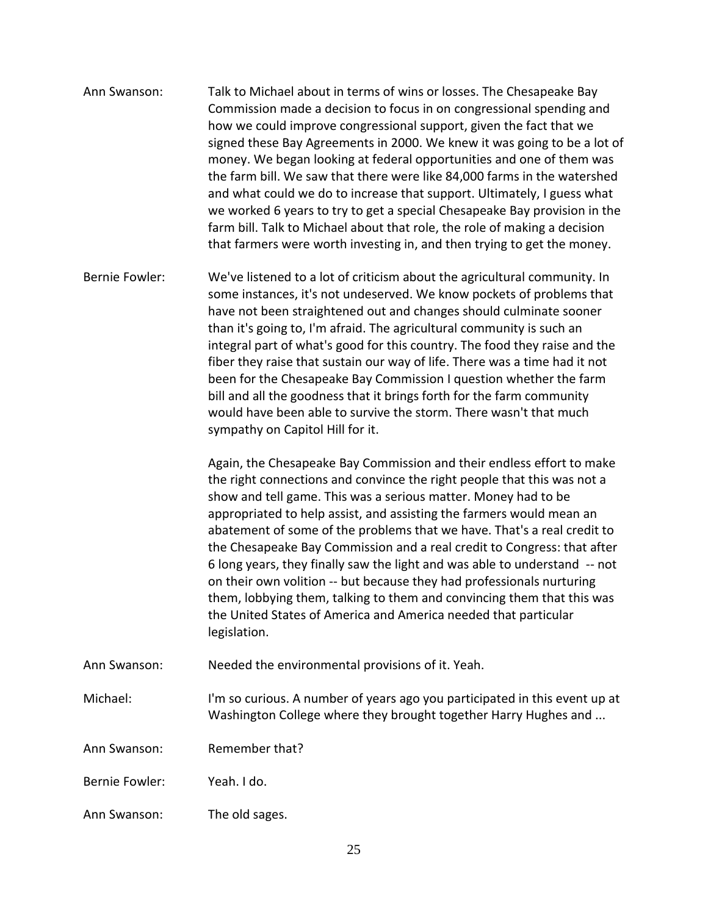Ann Swanson: Talk to Michael about in terms of wins or losses. The Chesapeake Bay Commission made a decision to focus in on congressional spending and how we could improve congressional support, given the fact that we signed these Bay Agreements in 2000. We knew it was going to be a lot of money. We began looking at federal opportunities and one of them was the farm bill. We saw that there were like 84,000 farms in the watershed and what could we do to increase that support. Ultimately, I guess what we worked 6 years to try to get a special Chesapeake Bay provision in the farm bill. Talk to Michael about that role, the role of making a decision that farmers were worth investing in, and then trying to get the money.

Bernie Fowler: We've listened to a lot of criticism about the agricultural community. In some instances, it's not undeserved. We know pockets of problems that have not been straightened out and changes should culminate sooner than it's going to, I'm afraid. The agricultural community is such an integral part of what's good for this country. The food they raise and the fiber they raise that sustain our way of life. There was a time had it not been for the Chesapeake Bay Commission I question whether the farm bill and all the goodness that it brings forth for the farm community would have been able to survive the storm. There wasn't that much sympathy on Capitol Hill for it.

Again, the Chesapeake Bay Commission and their endless effort to make the right connections and convince the right people that this was not a show and tell game. This was a serious matter. Money had to be appropriated to help assist, and assisting the farmers would mean an abatement of some of the problems that we have. That's a real credit to the Chesapeake Bay Commission and a real credit to Congress: that after 6 long years, they finally saw the light and was able to understand -- not on their own volition -- but because they had professionals nurturing them, lobbying them, talking to them and convincing them that this was the United States of America and America needed that particular legislation.

Ann Swanson: Needed the environmental provisions of it. Yeah.

Michael: I'm so curious. A number of years ago you participated in this event up at Washington College where they brought together Harry Hughes and ...

Ann Swanson: Remember that?

Bernie Fowler: Yeah. I do.

Ann Swanson: The old sages.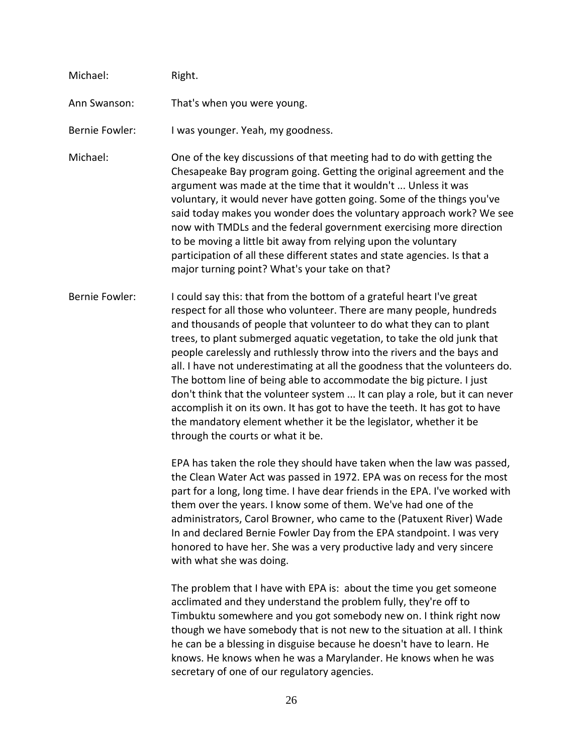Michael: Right.

Ann Swanson: That's when you were young.

Bernie Fowler: I was younger. Yeah, my goodness.

Michael: One of the key discussions of that meeting had to do with getting the Chesapeake Bay program going. Getting the original agreement and the argument was made at the time that it wouldn't ... Unless it was voluntary, it would never have gotten going. Some of the things you've said today makes you wonder does the voluntary approach work? We see now with TMDLs and the federal government exercising more direction to be moving a little bit away from relying upon the voluntary participation of all these different states and state agencies. Is that a major turning point? What's your take on that?

Bernie Fowler: I could say this: that from the bottom of a grateful heart I've great respect for all those who volunteer. There are many people, hundreds and thousands of people that volunteer to do what they can to plant trees, to plant submerged aquatic vegetation, to take the old junk that people carelessly and ruthlessly throw into the rivers and the bays and all. I have not underestimating at all the goodness that the volunteers do. The bottom line of being able to accommodate the big picture. I just don't think that the volunteer system ... It can play a role, but it can never accomplish it on its own. It has got to have the teeth. It has got to have the mandatory element whether it be the legislator, whether it be through the courts or what it be.

EPA has taken the role they should have taken when the law was passed, the Clean Water Act was passed in 1972. EPA was on recess for the most part for a long, long time. I have dear friends in the EPA. I've worked with them over the years. I know some of them. We've had one of the administrators, Carol Browner, who came to the (Patuxent River) Wade In and declared Bernie Fowler Day from the EPA standpoint. I was very honored to have her. She was a very productive lady and very sincere with what she was doing.

The problem that I have with EPA is: about the time you get someone acclimated and they understand the problem fully, they're off to Timbuktu somewhere and you got somebody new on. I think right now though we have somebody that is not new to the situation at all. I think he can be a blessing in disguise because he doesn't have to learn. He knows. He knows when he was a Marylander. He knows when he was secretary of one of our regulatory agencies.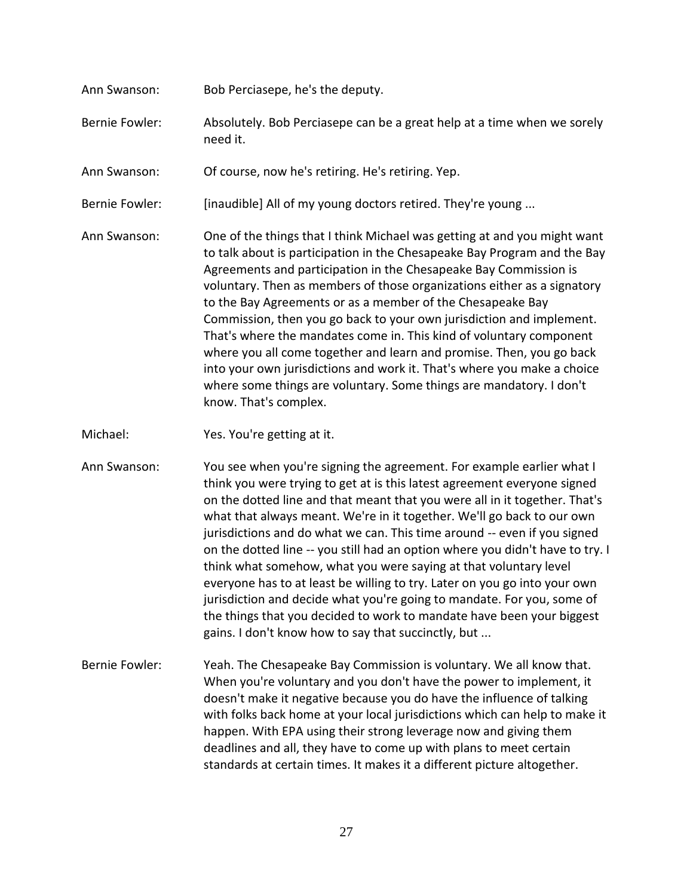Ann Swanson: Bob Perciasepe, he's the deputy.

Bernie Fowler: Absolutely. Bob Perciasepe can be a great help at a time when we sorely need it.

Ann Swanson: Of course, now he's retiring. He's retiring. Yep.

Bernie Fowler: [inaudible] All of my young doctors retired. They're young ...

Ann Swanson: One of the things that I think Michael was getting at and you might want to talk about is participation in the Chesapeake Bay Program and the Bay Agreements and participation in the Chesapeake Bay Commission is voluntary. Then as members of those organizations either as a signatory to the Bay Agreements or as a member of the Chesapeake Bay Commission, then you go back to your own jurisdiction and implement. That's where the mandates come in. This kind of voluntary component where you all come together and learn and promise. Then, you go back into your own jurisdictions and work it. That's where you make a choice where some things are voluntary. Some things are mandatory. I don't know. That's complex.

Michael: Yes. You're getting at it.

Ann Swanson: You see when you're signing the agreement. For example earlier what I think you were trying to get at is this latest agreement everyone signed on the dotted line and that meant that you were all in it together. That's what that always meant. We're in it together. We'll go back to our own jurisdictions and do what we can. This time around -- even if you signed on the dotted line -- you still had an option where you didn't have to try. I think what somehow, what you were saying at that voluntary level everyone has to at least be willing to try. Later on you go into your own jurisdiction and decide what you're going to mandate. For you, some of the things that you decided to work to mandate have been your biggest gains. I don't know how to say that succinctly, but ...

Bernie Fowler: Yeah. The Chesapeake Bay Commission is voluntary. We all know that. When you're voluntary and you don't have the power to implement, it doesn't make it negative because you do have the influence of talking with folks back home at your local jurisdictions which can help to make it happen. With EPA using their strong leverage now and giving them deadlines and all, they have to come up with plans to meet certain standards at certain times. It makes it a different picture altogether.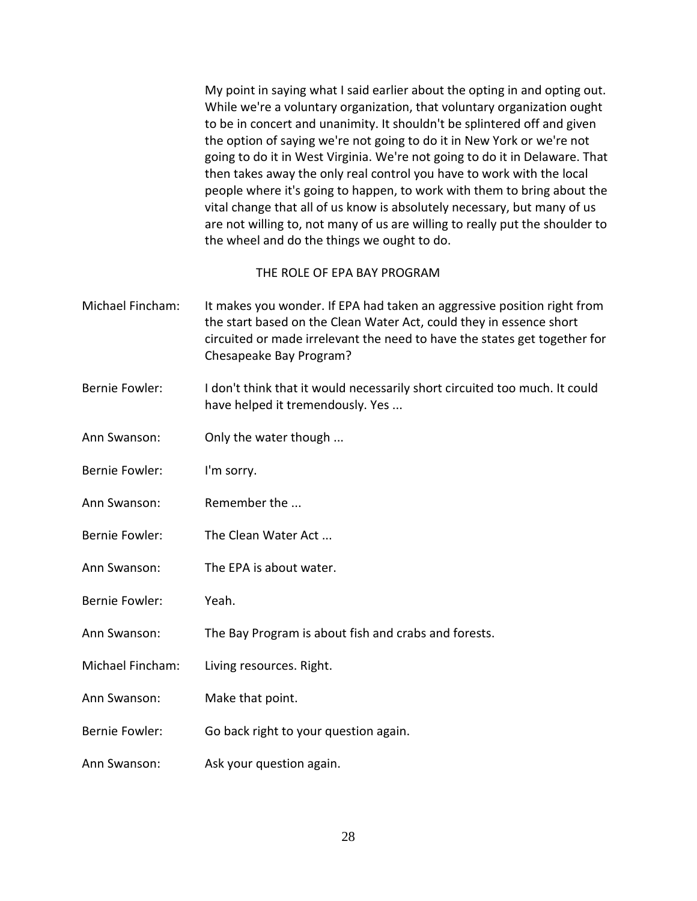My point in saying what I said earlier about the opting in and opting out. While we're a voluntary organization, that voluntary organization ought to be in concert and unanimity. It shouldn't be splintered off and given the option of saying we're not going to do it in New York or we're not going to do it in West Virginia. We're not going to do it in Delaware. That then takes away the only real control you have to work with the local people where it's going to happen, to work with them to bring about the vital change that all of us know is absolutely necessary, but many of us are not willing to, not many of us are willing to really put the shoulder to the wheel and do the things we ought to do.

## THE ROLE OF EPA BAY PROGRAM

**Michael Fincham:** It makes you wonder. If EPA had taken an aggressive position right from the start based on the Clean Water Act, could they in essence short circuited or made irrelevant the need to have the states get together for Chesapeake Bay Program?

**Bernie Fowler:** I don't think that it would necessarily short circuited too much. It could have helped it tremendously. Yes ...

**Ann Swanson:** Only the water though ...

**Bernie Fowler:** I'm sorry.

**Ann Swanson:** Remember the ...

**Bernie Fowler:** The Clean Water Act ...

**Ann Swanson:** The EPA is about water.

**Bernie Fowler:** Yeah.

**Ann Swanson:** The Bay Program is about fish and crabs and forests.

**Michael Fincham:** Living resources. Right.

**Ann Swanson:** Make that point.

**Bernie Fowler:** Go back right to your question again.

**Ann Swanson:** Ask your question again.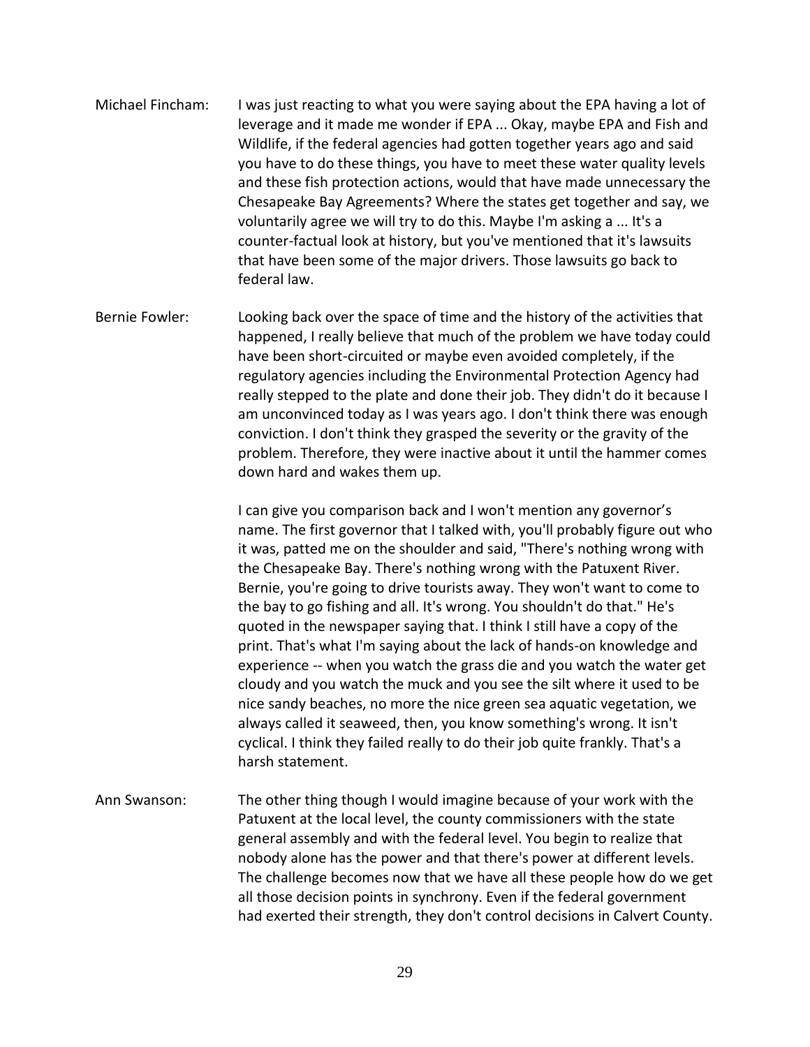Michael Fincham: I was just reacting to what you were saying about the EPA having a lot of leverage and it made me wonder if EPA ... Okay, maybe EPA and Fish and Wildlife, if the federal agencies had gotten together years ago and said you have to do these things, you have to meet these water quality levels and these fish protection actions, would that have made unnecessary the Chesapeake Bay Agreements? Where the states get together and say, we voluntarily agree we will try to do this. Maybe I'm asking a ... It's a counter-factual look at history, but you've mentioned that it's lawsuits that have been some of the major drivers. Those lawsuits go back to federal law.

Bernie Fowler: Looking back over the space of time and the history of the activities that happened, I really believe that much of the problem we have today could have been short-circuited or maybe even avoided completely, if the regulatory agencies including the Environmental Protection Agency had really stepped to the plate and done their job. They didn't do it because I am unconvinced today as I was years ago. I don't think there was enough conviction. I don't think they grasped the severity or the gravity of the problem. Therefore, they were inactive about it until the hammer comes down hard and wakes them up.

I can give you comparison back and I won't mention any governor's name. The first governor that I talked with, you'll probably figure out who it was, patted me on the shoulder and said, "There's nothing wrong with the Chesapeake Bay. There's nothing wrong with the Patuxent River. Bernie, you're going to drive tourists away. They won't want to come to the bay to go fishing and all. It's wrong. You shouldn't do that." He's quoted in the newspaper saying that. I think I still have a copy of the print. That's what I'm saying about the lack of hands-on knowledge and experience -- when you watch the grass die and you watch the water get cloudy and you watch the muck and you see the silt where it used to be nice sandy beaches, no more the nice green sea aquatic vegetation, we always called it seaweed, then, you know something's wrong. It isn't cyclical. I think they failed really to do their job quite frankly. That's a harsh statement.

Ann Swanson: The other thing though I would imagine because of your work with the Patuxent at the local level, the county commissioners with the state general assembly and with the federal level. You begin to realize that nobody alone has the power and that there's power at different levels. The challenge becomes now that we have all these people how do we get all those decision points in synchrony. Even if the federal government had exerted their strength, they don't control decisions in Calvert County.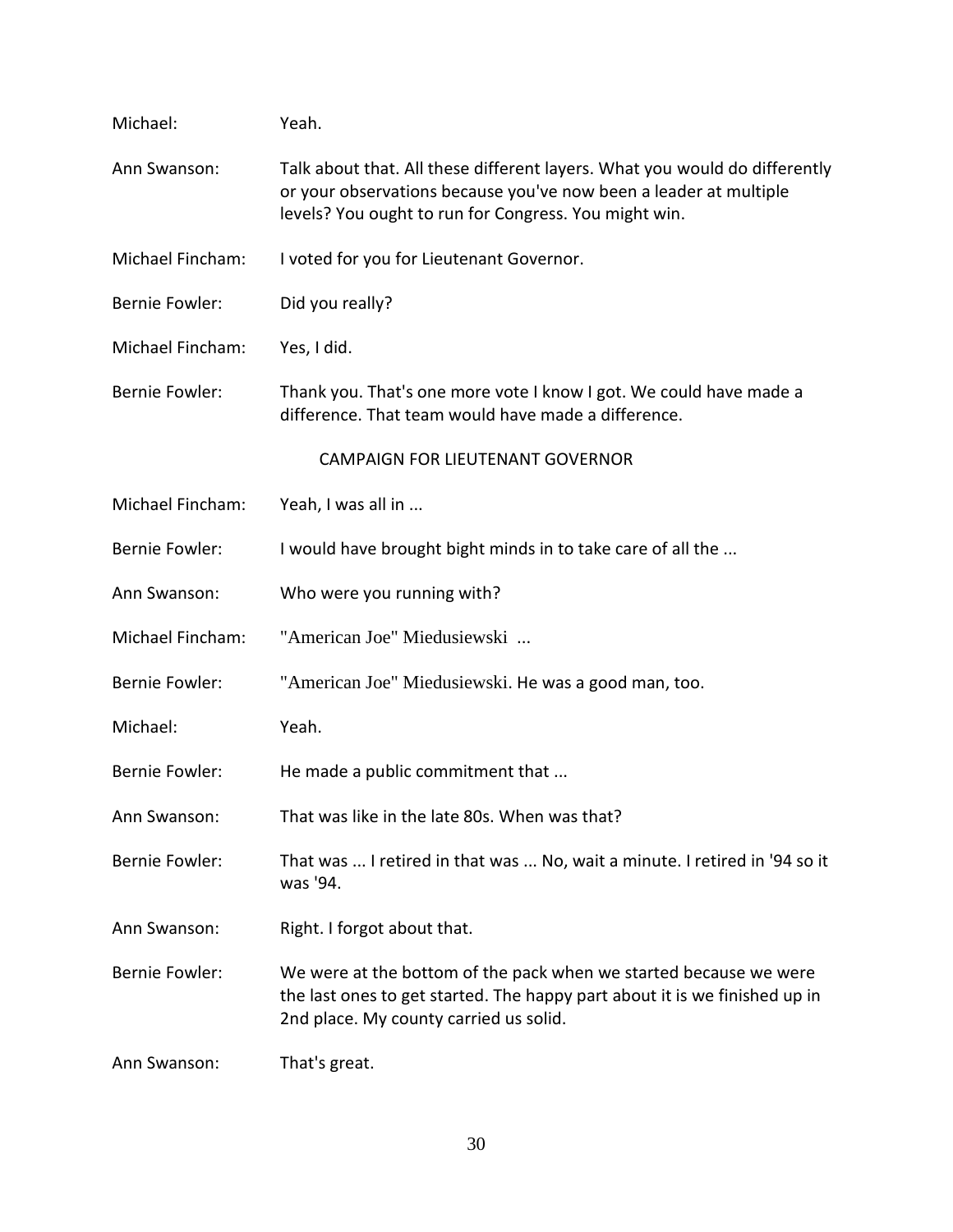Michael: Yeah.

Ann Swanson: Talk about that. All these different layers. What you would do differently or your observations because you've now been a leader at multiple levels? You ought to run for Congress. You might win.

Michael Fincham: I voted for you for Lieutenant Governor.

Bernie Fowler: Did you really?

Michael Fincham: Yes, I did.

Bernie Fowler: Thank you. That's one more vote I know I got. We could have made a difference. That team would have made a difference.

CAMPAIGN FOR LIEUTENANT GOVERNOR

Michael Fincham: Yeah, I was all in ...

Bernie Fowler: I would have brought bight minds in to take care of all the ...

Ann Swanson: Who were you running with?

Michael Fincham: "American Joe" Miedusiewski ...

Bernie Fowler: "American Joe" Miedusiewski. He was a good man, too.

Michael: Yeah.

Bernie Fowler: He made a public commitment that ...

Ann Swanson: That was like in the late 80s. When was that?

Bernie Fowler: That was ... I retired in that was ... No, wait a minute. I retired in '94 so it was '94.

Ann Swanson: Right. I forgot about that.

Bernie Fowler: We were at the bottom of the pack when we started because we were the last ones to get started. The happy part about it is we finished up in 2nd place. My county carried us solid.

Ann Swanson: That's great.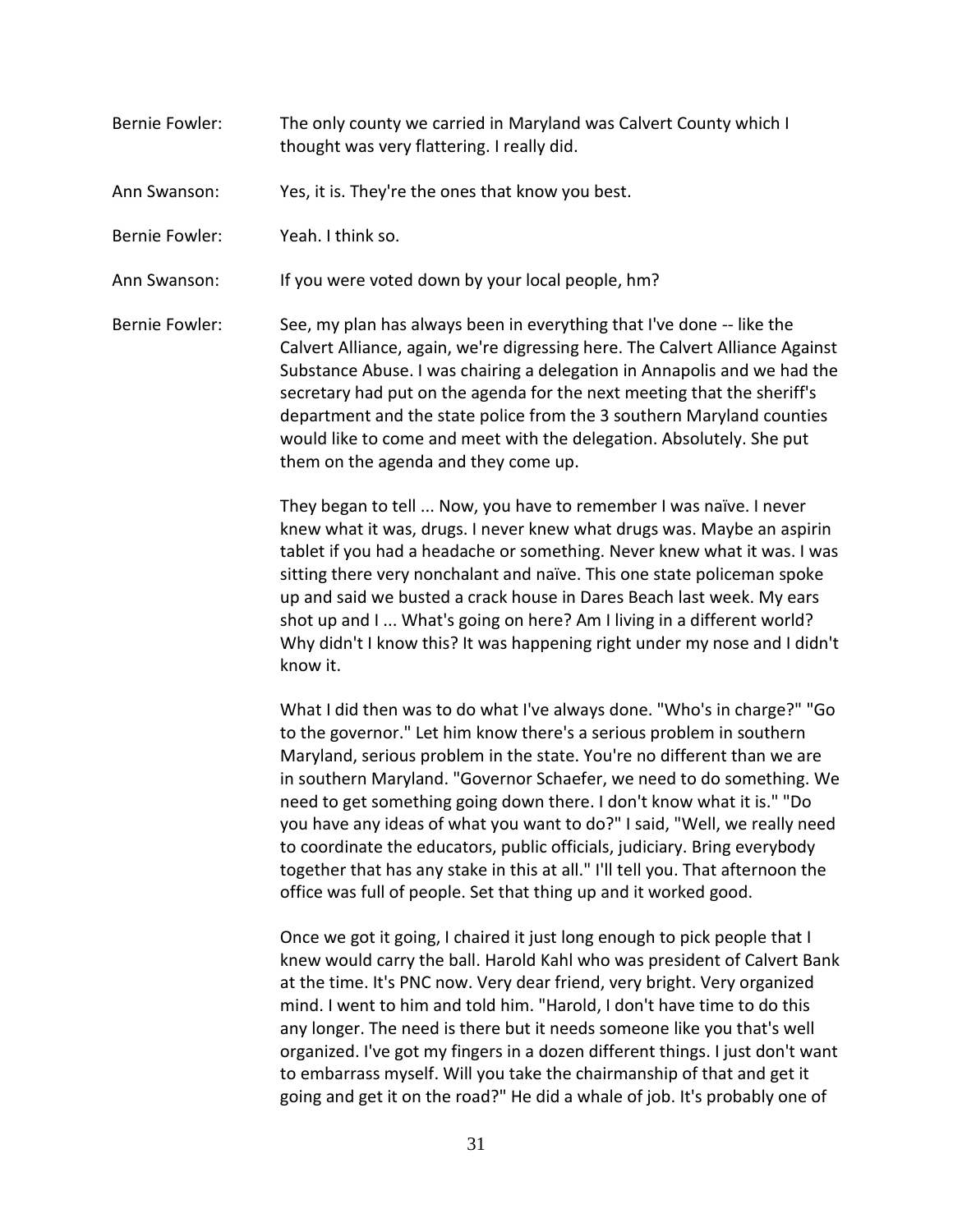Bernie Fowler: The only county we carried in Maryland was Calvert County which I thought was very flattering. I really did.

Ann Swanson: Yes, it is. They're the ones that know you best.

Bernie Fowler: Yeah. I think so.

Ann Swanson: If you were voted down by your local people, hm?

Bernie Fowler: See, my plan has always been in everything that I've done -- like the Calvert Alliance, again, we're digressing here. The Calvert Alliance Against Substance Abuse. I was chairing a delegation in Annapolis and we had the secretary had put on the agenda for the next meeting that the sheriff's department and the state police from the 3 southern Maryland counties would like to come and meet with the delegation. Absolutely. She put them on the agenda and they come up.

They began to tell ... Now, you have to remember I was naïve. I never knew what it was, drugs. I never knew what drugs was. Maybe an aspirin tablet if you had a headache or something. Never knew what it was. I was sitting there very nonchalant and naïve. This one state policeman spoke up and said we busted a crack house in Dares Beach last week. My ears shot up and I ... What's going on here? Am I living in a different world? Why didn't I know this? It was happening right under my nose and I didn't know it.

What I did then was to do what I've always done. "Who's in charge?" "Go to the governor." Let him know there's a serious problem in southern Maryland, serious problem in the state. You're no different than we are in southern Maryland. "Governor Schaefer, we need to do something. We need to get something going down there. I don't know what it is." "Do you have any ideas of what you want to do?" I said, "Well, we really need to coordinate the educators, public officials, judiciary. Bring everybody together that has any stake in this at all." I'll tell you. That afternoon the office was full of people. Set that thing up and it worked good.

Once we got it going, I chaired it just long enough to pick people that I knew would carry the ball. Harold Kahl who was president of Calvert Bank at the time. It's PNC now. Very dear friend, very bright. Very organized mind. I went to him and told him. "Harold, I don't have time to do this any longer. The need is there but it needs someone like you that's well organized. I've got my fingers in a dozen different things. I just don't want to embarrass myself. Will you take the chairmanship of that and get it going and get it on the road?" He did a whale of job. It's probably one of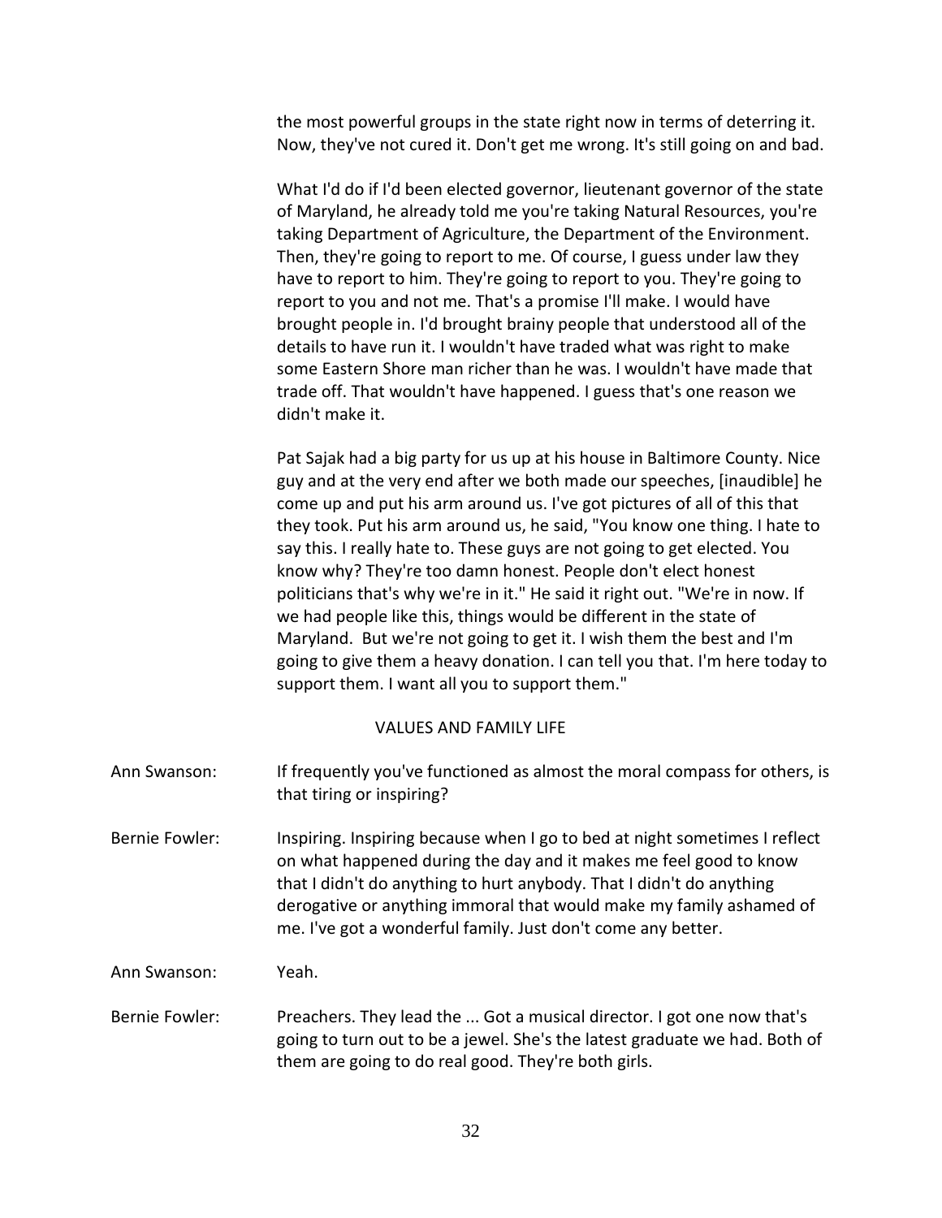the most powerful groups in the state right now in terms of deterring it. Now, they've not cured it. Don't get me wrong. It's still going on and bad.

What I'd do if I'd been elected governor, lieutenant governor of the state of Maryland, he already told me you're taking Natural Resources, you're taking Department of Agriculture, the Department of the Environment. Then, they're going to report to me. Of course, I guess under law they have to report to him. They're going to report to you. They're going to report to you and not me. That's a promise I'll make. I would have brought people in. I'd brought brainy people that understood all of the details to have run it. I wouldn't have traded what was right to make some Eastern Shore man richer than he was. I wouldn't have made that trade off. That wouldn't have happened. I guess that's one reason we didn't make it.

Pat Sajak had a big party for us up at his house in Baltimore County. Nice guy and at the very end after we both made our speeches, [inaudible] he come up and put his arm around us. I've got pictures of all of this that they took. Put his arm around us, he said, "You know one thing. I hate to say this. I really hate to. These guys are not going to get elected. You know why? They're too damn honest. People don't elect honest politicians that's why we're in it." He said it right out. "We're in now. If we had people like this, things would be different in the state of Maryland. But we're not going to get it. I wish them the best and I'm going to give them a heavy donation. I can tell you that. I'm here today to support them. I want all you to support them."

## VALUES AND FAMILY LIFE

Ann Swanson: If frequently you've functioned as almost the moral compass for others, is that tiring or inspiring?

Bernie Fowler: Inspiring. Inspiring because when I go to bed at night sometimes I reflect on what happened during the day and it makes me feel good to know that I didn't do anything to hurt anybody. That I didn't do anything derogative or anything immoral that would make my family ashamed of me. I've got a wonderful family. Just don't come any better.

Ann Swanson: Yeah.

Bernie Fowler: Preachers. They lead the ... Got a musical director. I got one now that's going to turn out to be a jewel. She's the latest graduate we had. Both of them are going to do real good. They're both girls.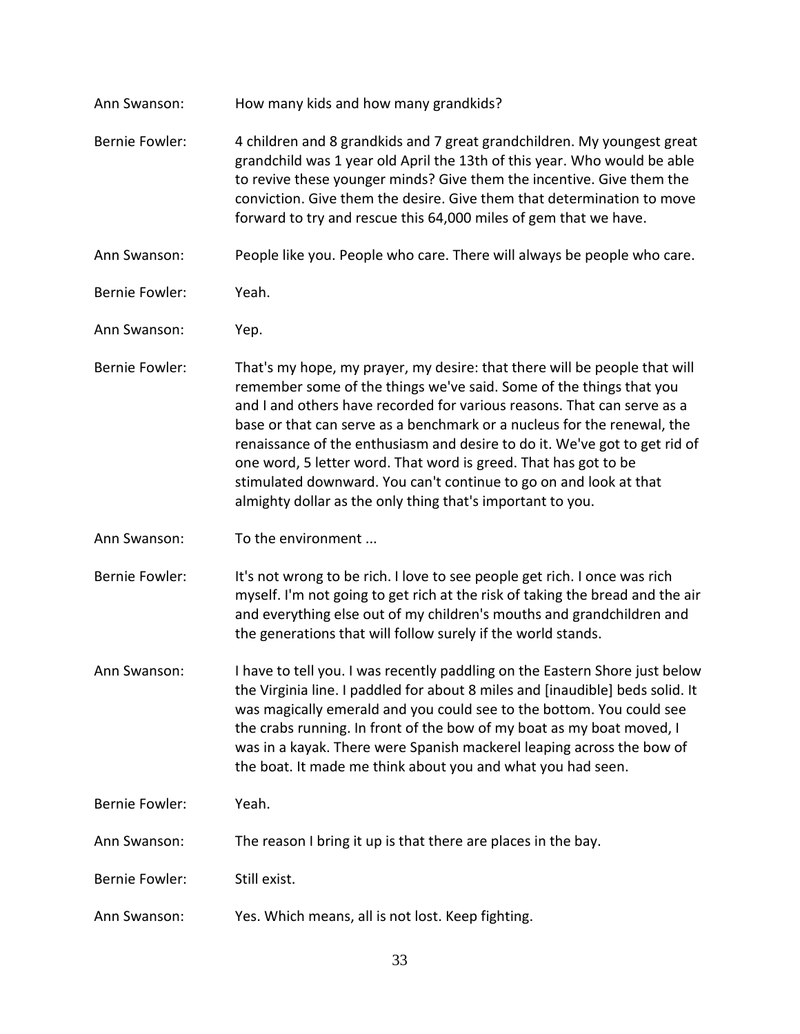Ann Swanson: How many kids and how many grandkids?

Bernie Fowler: 4 children and 8 grandkids and 7 great grandchildren. My youngest great grandchild was 1 year old April the 13th of this year. Who would be able to revive these younger minds? Give them the incentive. Give them the conviction. Give them the desire. Give them that determination to move forward to try and rescue this 64,000 miles of gem that we have.

Ann Swanson: People like you. People who care. There will always be people who care.

Bernie Fowler: Yeah.

Ann Swanson: Yep.

Bernie Fowler: That's my hope, my prayer, my desire: that there will be people that will remember some of the things we've said. Some of the things that you and I and others have recorded for various reasons. That can serve as a base or that can serve as a benchmark or a nucleus for the renewal, the renaissance of the enthusiasm and desire to do it. We've got to get rid of one word, 5 letter word. That word is greed. That has got to be stimulated downward. You can't continue to go on and look at that almighty dollar as the only thing that's important to you.

Ann Swanson: To the environment ...

Bernie Fowler: It's not wrong to be rich. I love to see people get rich. I once was rich myself. I'm not going to get rich at the risk of taking the bread and the air and everything else out of my children's mouths and grandchildren and the generations that will follow surely if the world stands.

Ann Swanson: I have to tell you. I was recently paddling on the Eastern Shore just below the Virginia line. I paddled for about 8 miles and [inaudible] beds solid. It was magically emerald and you could see to the bottom. You could see the crabs running. In front of the bow of my boat as my boat moved, I was in a kayak. There were Spanish mackerel leaping across the bow of the boat. It made me think about you and what you had seen.

Bernie Fowler: Yeah.

Ann Swanson: The reason I bring it up is that there are places in the bay.

Bernie Fowler: Still exist.

Ann Swanson: Yes. Which means, all is not lost. Keep fighting.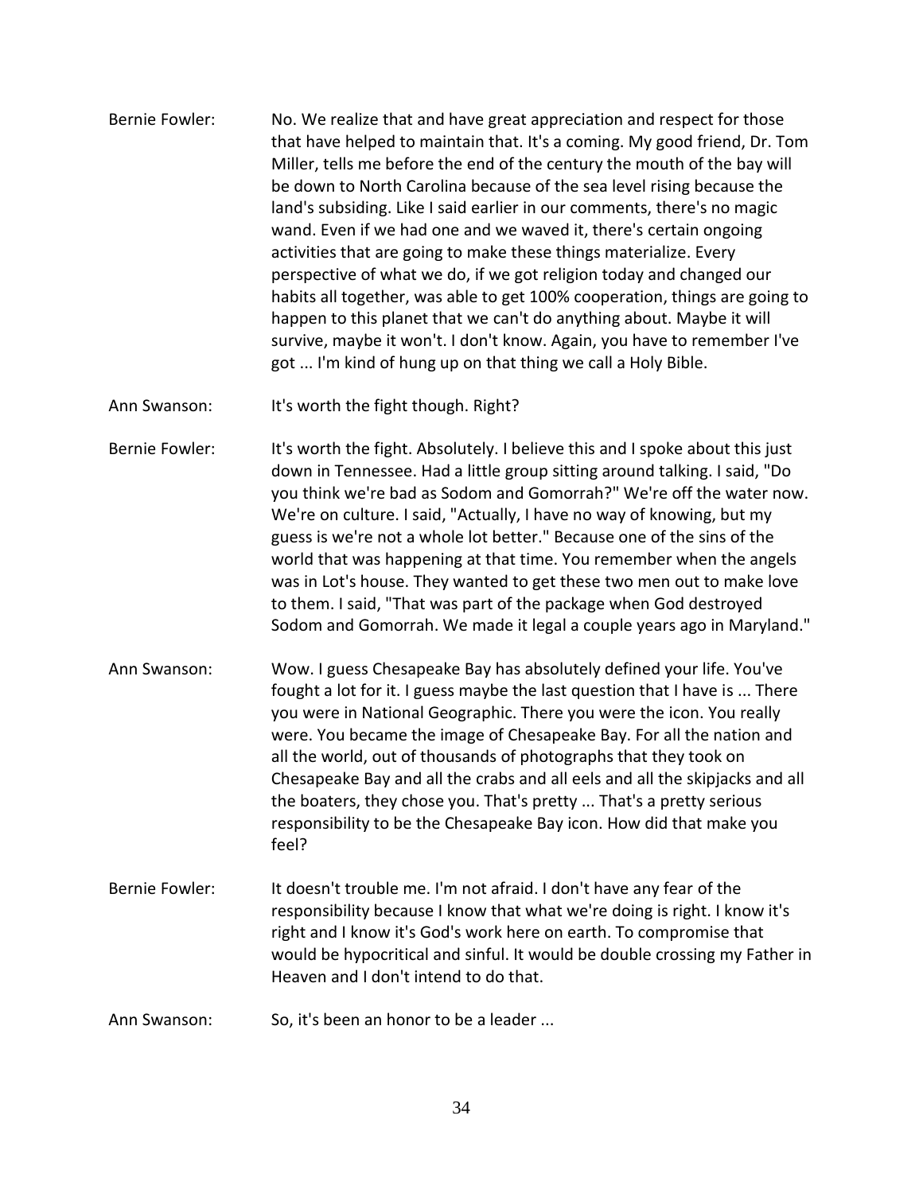**Bernie Fowler:** No. We realize that and have great appreciation and respect for those that have helped to maintain that. It's a coming. My good friend, Dr. Tom Miller, tells me before the end of the century the mouth of the bay will be down to North Carolina because of the sea level rising because the land's subsiding. Like I said earlier in our comments, there's no magic wand. Even if we had one and we waved it, there's certain ongoing activities that are going to make these things materialize. Every perspective of what we do, if we got religion today and changed our habits all together, was able to get 100% cooperation, things are going to happen to this planet that we can't do anything about. Maybe it will survive, maybe it won't. I don't know. Again, you have to remember I've got ... I'm kind of hung up on that thing we call a Holy Bible.

**Ann Swanson:** It's worth the fight though. Right?

**Bernie Fowler:** It's worth the fight. Absolutely. I believe this and I spoke about this just down in Tennessee. Had a little group sitting around talking. I said, "Do you think we're bad as Sodom and Gomorrah?" We're off the water now. We're on culture. I said, "Actually, I have no way of knowing, but my guess is we're not a whole lot better." Because one of the sins of the world that was happening at that time. You remember when the angels was in Lot's house. They wanted to get these two men out to make love to them. I said, "That was part of the package when God destroyed Sodom and Gomorrah. We made it legal a couple years ago in Maryland."

**Ann Swanson:** Wow. I guess Chesapeake Bay has absolutely defined your life. You've fought a lot for it. I guess maybe the last question that I have is ... There you were in National Geographic. There you were the icon. You really were. You became the image of Chesapeake Bay. For all the nation and all the world, out of thousands of photographs that they took on Chesapeake Bay and all the crabs and all eels and all the skipjacks and all the boaters, they chose you. That's pretty ... That's a pretty serious responsibility to be the Chesapeake Bay icon. How did that make you feel?

**Bernie Fowler:** It doesn't trouble me. I'm not afraid. I don't have any fear of the responsibility because I know that what we're doing is right. I know it's right and I know it's God's work here on earth. To compromise that would be hypocritical and sinful. It would be double crossing my Father in Heaven and I don't intend to do that.

**Ann Swanson:** So, it's been an honor to be a leader ...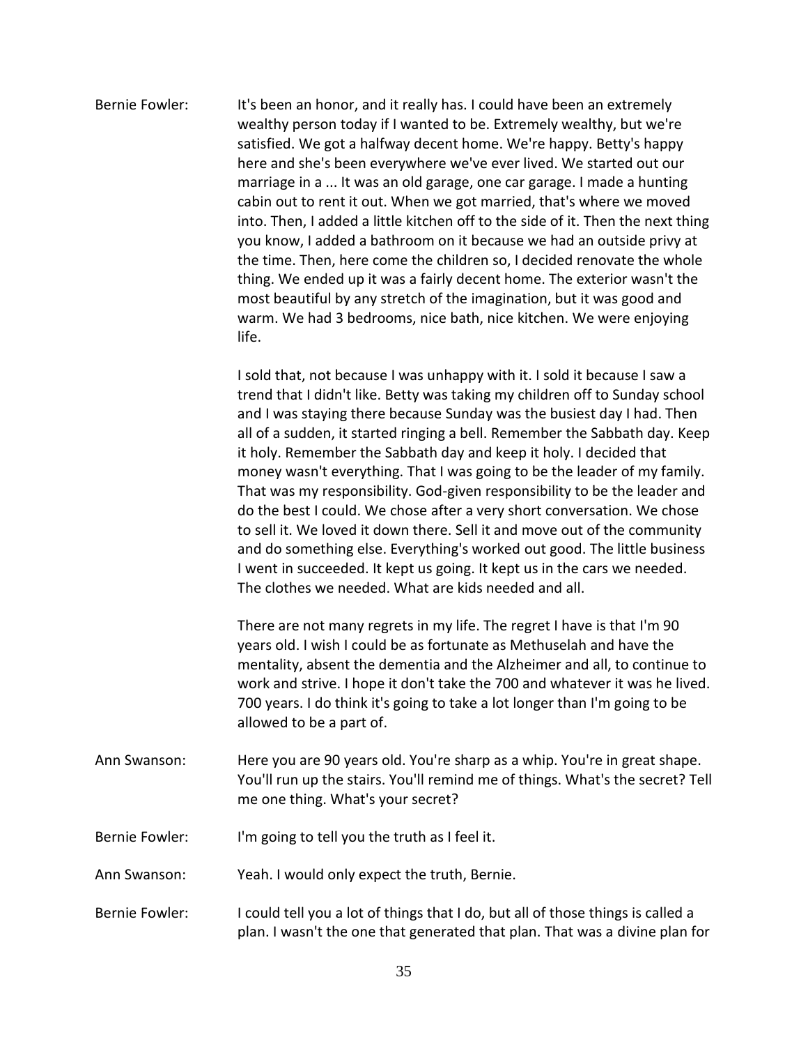Bernie Fowler: It's been an honor, and it really has. I could have been an extremely wealthy person today if I wanted to be. Extremely wealthy, but we're satisfied. We got a halfway decent home. We're happy. Betty's happy here and she's been everywhere we've ever lived. We started out our marriage in a ... It was an old garage, one car garage. I made a hunting cabin out to rent it out. When we got married, that's where we moved into. Then, I added a little kitchen off to the side of it. Then the next thing you know, I added a bathroom on it because we had an outside privy at the time. Then, here come the children so, I decided renovate the whole thing. We ended up it was a fairly decent home. The exterior wasn't the most beautiful by any stretch of the imagination, but it was good and warm. We had 3 bedrooms, nice bath, nice kitchen. We were enjoying life.

I sold that, not because I was unhappy with it. I sold it because I saw a trend that I didn't like. Betty was taking my children off to Sunday school and I was staying there because Sunday was the busiest day I had. Then all of a sudden, it started ringing a bell. Remember the Sabbath day. Keep it holy. Remember the Sabbath day and keep it holy. I decided that money wasn't everything. That I was going to be the leader of my family. That was my responsibility. God-given responsibility to be the leader and do the best I could. We chose after a very short conversation. We chose to sell it. We loved it down there. Sell it and move out of the community and do something else. Everything's worked out good. The little business I went in succeeded. It kept us going. It kept us in the cars we needed. The clothes we needed. What are kids needed and all.

There are not many regrets in my life. The regret I have is that I'm 90 years old. I wish I could be as fortunate as Methuselah and have the mentality, absent the dementia and the Alzheimer and all, to continue to work and strive. I hope it don't take the 700 and whatever it was he lived. 700 years. I do think it's going to take a lot longer than I'm going to be allowed to be a part of.

Ann Swanson: Here you are 90 years old. You're sharp as a whip. You're in great shape. You'll run up the stairs. You'll remind me of things. What's the secret? Tell me one thing. What's your secret?

Bernie Fowler: I'm going to tell you the truth as I feel it.

Ann Swanson: Yeah. I would only expect the truth, Bernie.

Bernie Fowler: I could tell you a lot of things that I do, but all of those things is called a plan. I wasn't the one that generated that plan. That was a divine plan for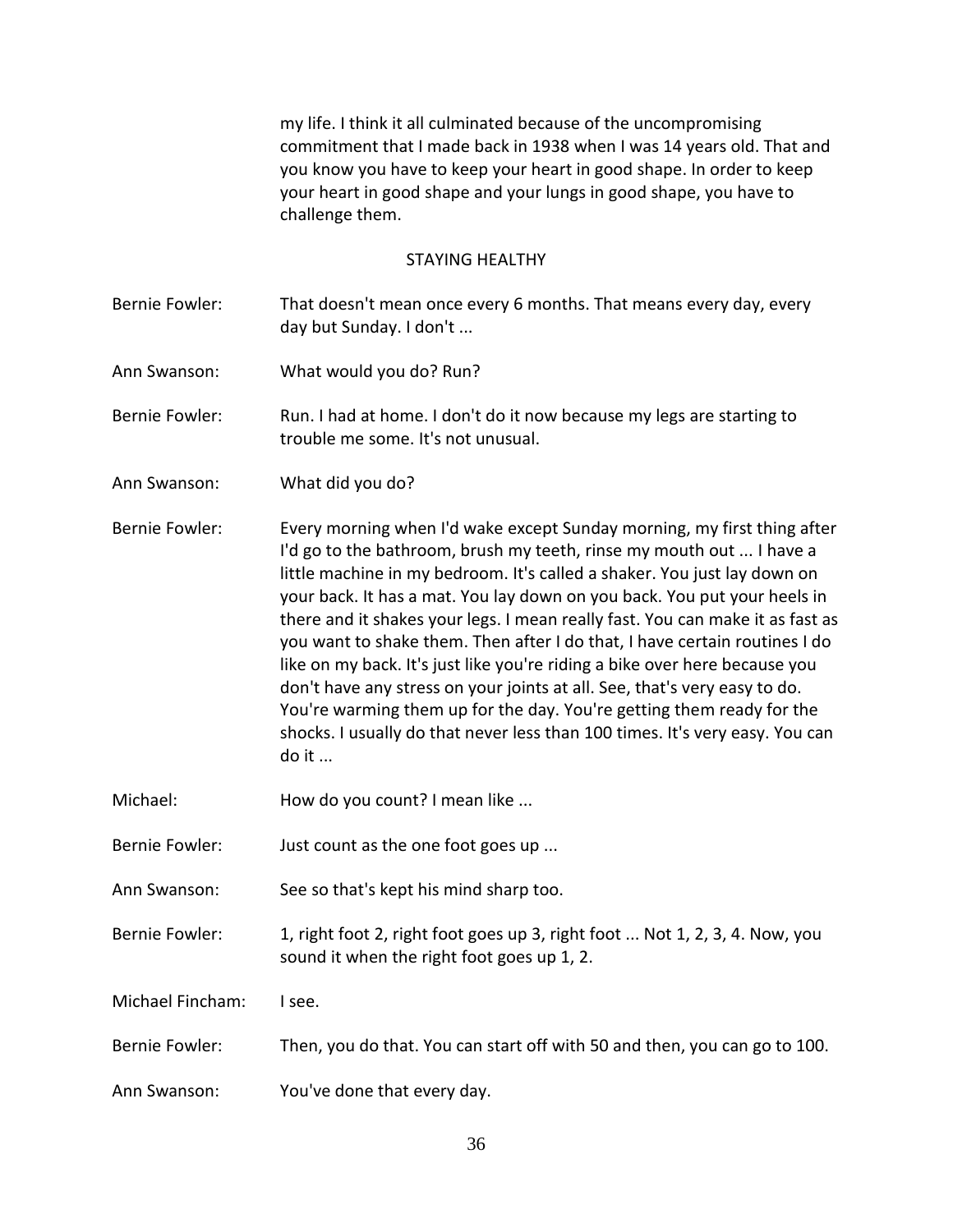my life. I think it all culminated because of the uncompromising commitment that I made back in 1938 when I was 14 years old. That and you know you have to keep your heart in good shape. In order to keep your heart in good shape and your lungs in good shape, you have to challenge them.

## STAYING HEALTHY

Bernie Fowler: That doesn't mean once every 6 months. That means every day, every day but Sunday. I don't ...

Ann Swanson: What would you do? Run?

Bernie Fowler: Run. I had at home. I don't do it now because my legs are starting to trouble me some. It's not unusual.

Ann Swanson: What did you do?

Bernie Fowler: Every morning when I'd wake except Sunday morning, my first thing after I'd go to the bathroom, brush my teeth, rinse my mouth out ... I have a little machine in my bedroom. It's called a shaker. You just lay down on your back. It has a mat. You lay down on you back. You put your heels in there and it shakes your legs. I mean really fast. You can make it as fast as you want to shake them. Then after I do that, I have certain routines I do like on my back. It's just like you're riding a bike over here because you don't have any stress on your joints at all. See, that's very easy to do. You're warming them up for the day. You're getting them ready for the shocks. I usually do that never less than 100 times. It's very easy. You can do it ...

Michael: How do you count? I mean like ...

Bernie Fowler: Just count as the one foot goes up ...

Ann Swanson: See so that's kept his mind sharp too.

Bernie Fowler: 1, right foot 2, right foot goes up 3, right foot ... Not 1, 2, 3, 4. Now, you sound it when the right foot goes up 1, 2.

Michael Fincham: I see.

Bernie Fowler: Then, you do that. You can start off with 50 and then, you can go to 100.

Ann Swanson: You've done that every day.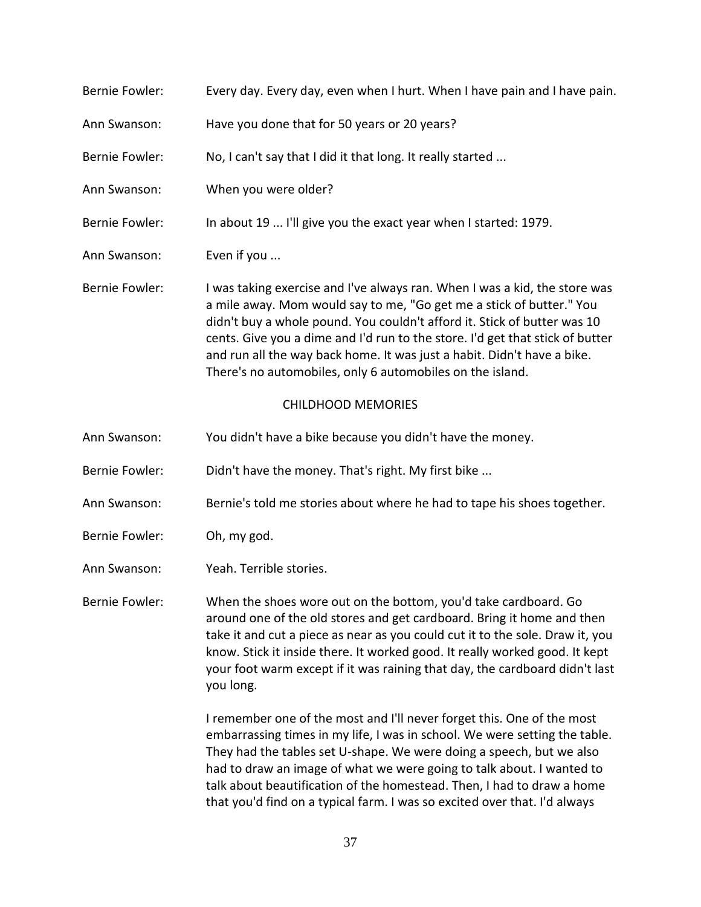Bernie Fowler: Every day. Every day, even when I hurt. When I have pain and I have pain.

Ann Swanson: Have you done that for 50 years or 20 years?

Bernie Fowler: No, I can't say that I did it that long. It really started ...

Ann Swanson: When you were older?

Bernie Fowler: In about 19 ... I'll give you the exact year when I started: 1979.

Ann Swanson: Even if you ...

Bernie Fowler: I was taking exercise and I've always ran. When I was a kid, the store was a mile away. Mom would say to me, "Go get me a stick of butter." You didn't buy a whole pound. You couldn't afford it. Stick of butter was 10 cents. Give you a dime and I'd run to the store. I'd get that stick of butter and run all the way back home. It was just a habit. Didn't have a bike. There's no automobiles, only 6 automobiles on the island.

## CHILDHOOD MEMORIES

Ann Swanson: You didn't have a bike because you didn't have the money.

Bernie Fowler: Didn't have the money. That's right. My first bike ...

Ann Swanson: Bernie's told me stories about where he had to tape his shoes together.

Bernie Fowler: Oh, my god.

Ann Swanson: Yeah. Terrible stories.

Bernie Fowler: When the shoes wore out on the bottom, you'd take cardboard. Go around one of the old stores and get cardboard. Bring it home and then take it and cut a piece as near as you could cut it to the sole. Draw it, you know. Stick it inside there. It worked good. It really worked good. It kept your foot warm except if it was raining that day, the cardboard didn't last you long.

I remember one of the most and I'll never forget this. One of the most embarrassing times in my life, I was in school. We were setting the table. They had the tables set U-shape. We were doing a speech, but we also had to draw an image of what we were going to talk about. I wanted to talk about beautification of the homestead. Then, I had to draw a home that you'd find on a typical farm. I was so excited over that. I'd always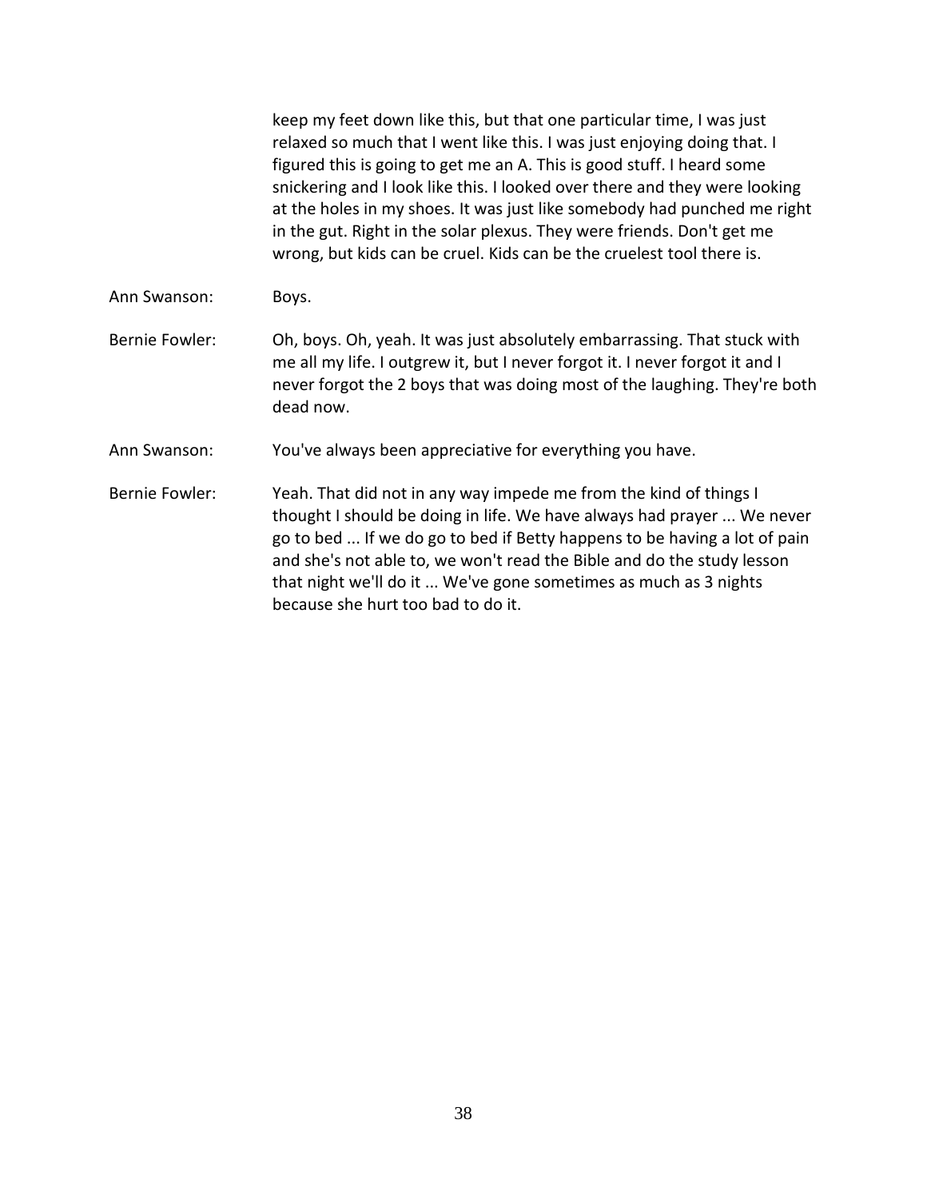keep my feet down like this, but that one particular time, I was just relaxed so much that I went like this. I was just enjoying doing that. I figured this is going to get me an A. This is good stuff. I heard some snickering and I look like this. I looked over there and they were looking at the holes in my shoes. It was just like somebody had punched me right in the gut. Right in the solar plexus. They were friends. Don't get me wrong, but kids can be cruel. Kids can be the cruelest tool there is.

Ann Swanson: Boys.

Bernie Fowler: Oh, boys. Oh, yeah. It was just absolutely embarrassing. That stuck with me all my life. I outgrew it, but I never forgot it. I never forgot it and I never forgot the 2 boys that was doing most of the laughing. They're both dead now.

Ann Swanson: You've always been appreciative for everything you have.

Bernie Fowler: Yeah. That did not in any way impede me from the kind of things I thought I should be doing in life. We have always had prayer ... We never go to bed ... If we do go to bed if Betty happens to be having a lot of pain and she's not able to, we won't read the Bible and do the study lesson that night we'll do it ... We've gone sometimes as much as 3 nights because she hurt too bad to do it.